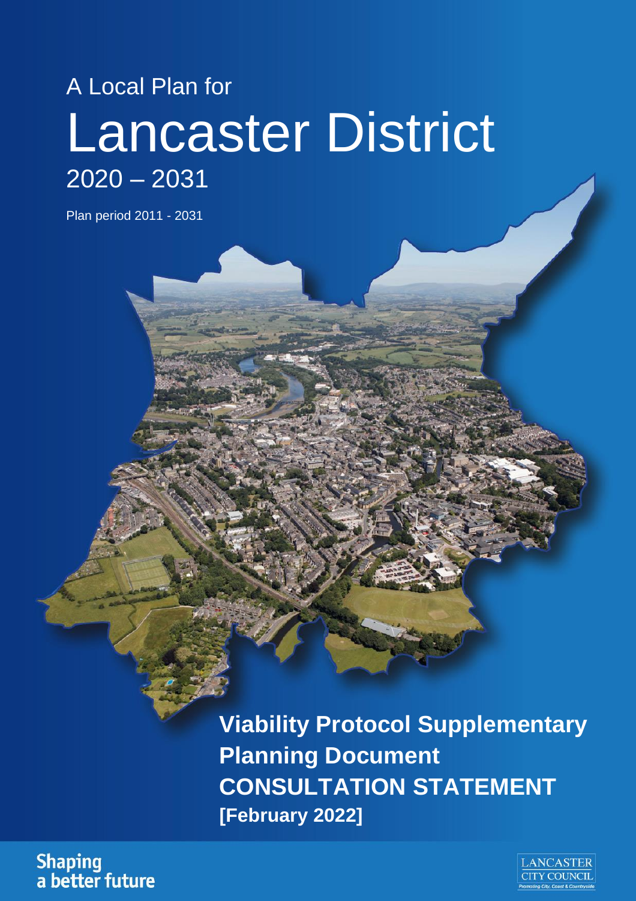A Local Plan for

# Lancaster District

2020 – 2031

Plan period 2011 - 2031

## Viability Protocol Supplementary Planning Document

## CONSULTATION STATEMENT

**[February 2022]**

Shaping a better future

LANCASTER CITY COUNCIL

Promoting City, Coast & Countryside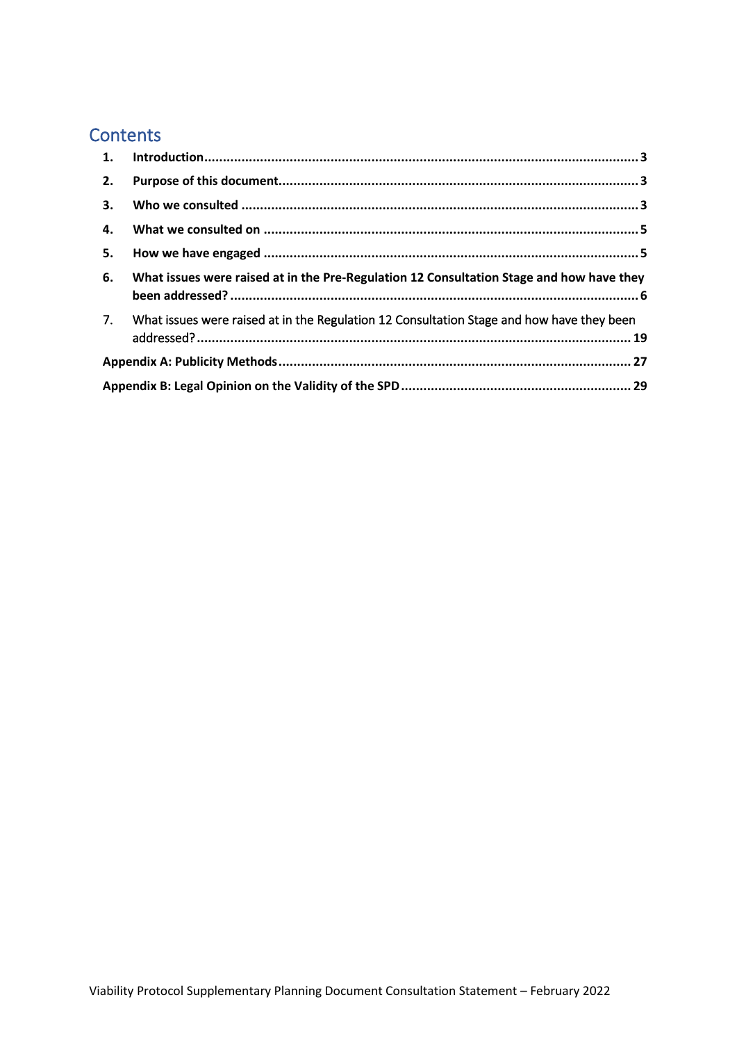## Contents

1. **Introduction** ........ 3
2. **Purpose of this document** ........ 3
3. **Who we consulted** ........ 3
4. **What we consulted on** ........ 5
5. **How we have engaged** ........ 5
6. **What issues were raised at in the Pre-Regulation 12 Consultation Stage and how have they been addressed?** ........ 6
7. What issues were raised at in the Regulation 12 Consultation Stage and how have they been addressed? ........ 19

**Appendix A: Publicity Methods** ........ 27

**Appendix B: Legal Opinion on the Validity of the SPD** ........ 29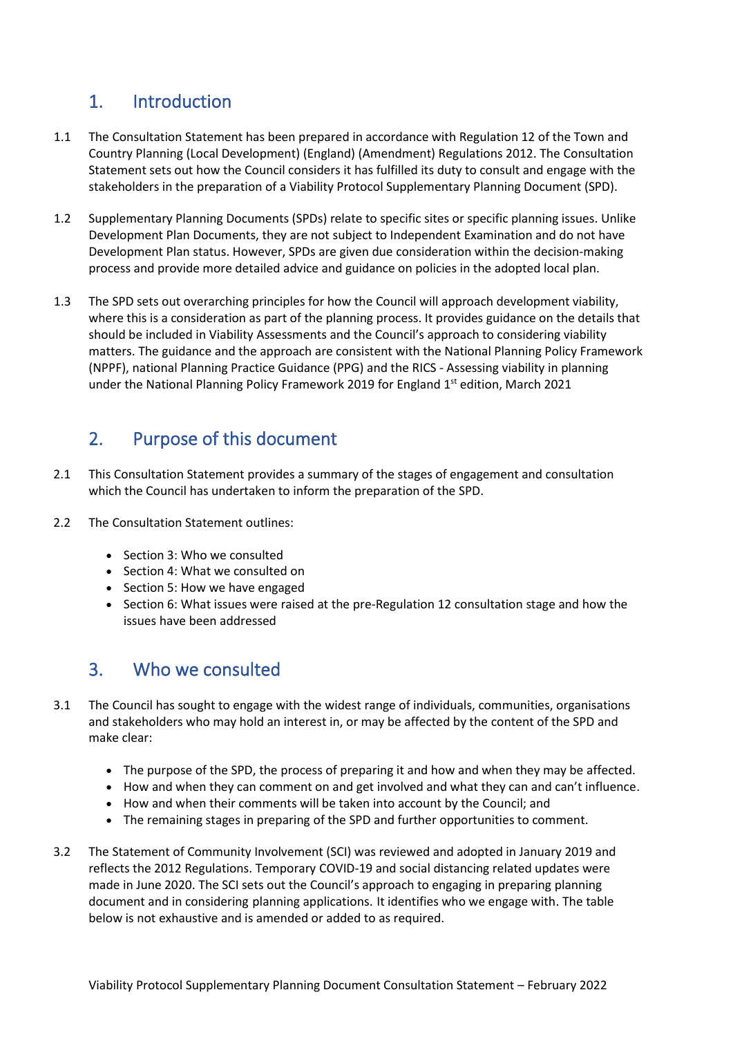## 1. Introduction

1.1 The Consultation Statement has been prepared in accordance with Regulation 12 of the Town and Country Planning (Local Development) (England) (Amendment) Regulations 2012. The Consultation Statement sets out how the Council considers it has fulfilled its duty to consult and engage with the stakeholders in the preparation of a Viability Protocol Supplementary Planning Document (SPD).

1.2 Supplementary Planning Documents (SPDs) relate to specific sites or specific planning issues. Unlike Development Plan Documents, they are not subject to Independent Examination and do not have Development Plan status. However, SPDs are given due consideration within the decision-making process and provide more detailed advice and guidance on policies in the adopted local plan.

1.3 The SPD sets out overarching principles for how the Council will approach development viability, where this is a consideration as part of the planning process. It provides guidance on the details that should be included in Viability Assessments and the Council's approach to considering viability matters. The guidance and the approach are consistent with the National Planning Policy Framework (NPPF), national Planning Practice Guidance (PPG) and the RICS - Assessing viability in planning under the National Planning Policy Framework 2019 for England 1st edition, March 2021

## 2. Purpose of this document

2.1 This Consultation Statement provides a summary of the stages of engagement and consultation which the Council has undertaken to inform the preparation of the SPD.

2.2 The Consultation Statement outlines:

- Section 3: Who we consulted
- Section 4: What we consulted on
- Section 5: How we have engaged
- Section 6: What issues were raised at the pre-Regulation 12 consultation stage and how the issues have been addressed

## 3. Who we consulted

3.1 The Council has sought to engage with the widest range of individuals, communities, organisations and stakeholders who may hold an interest in, or may be affected by the content of the SPD and make clear:

- The purpose of the SPD, the process of preparing it and how and when they may be affected.
- How and when they can comment on and get involved and what they can and can't influence.
- How and when their comments will be taken into account by the Council; and
- The remaining stages in preparing of the SPD and further opportunities to comment.

3.2 The Statement of Community Involvement (SCI) was reviewed and adopted in January 2019 and reflects the 2012 Regulations. Temporary COVID-19 and social distancing related updates were made in June 2020. The SCI sets out the Council's approach to engaging in preparing planning document and in considering planning applications. It identifies who we engage with. The table below is not exhaustive and is amended or added to as required.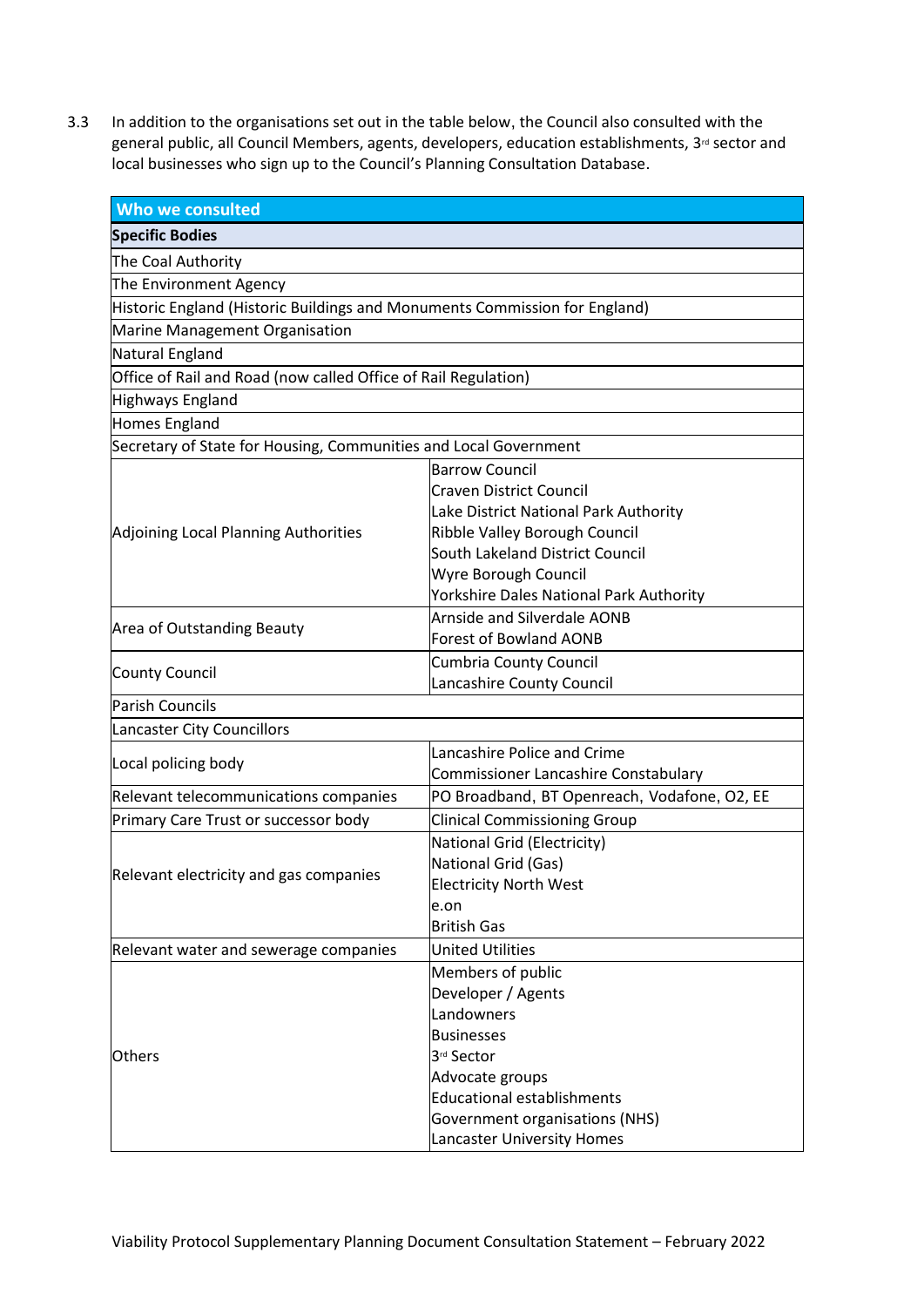3.3 In addition to the organisations set out in the table below, the Council also consulted with the general public, all Council Members, agents, developers, education establishments, 3rd sector and local businesses who sign up to the Council's Planning Consultation Database.

| Who we consulted | |
|---|---|
| **Specific Bodies** | |
| The Coal Authority | |
| The Environment Agency | |
| Historic England (Historic Buildings and Monuments Commission for England) | |
| Marine Management Organisation | |
| Natural England | |
| Office of Rail and Road (now called Office of Rail Regulation) | |
| Highways England | |
| Homes England | |
| Secretary of State for Housing, Communities and Local Government | |
| Adjoining Local Planning Authorities | Barrow Council<br>Craven District Council<br>Lake District National Park Authority<br>Ribble Valley Borough Council<br>South Lakeland District Council<br>Wyre Borough Council<br>Yorkshire Dales National Park Authority |
| Area of Outstanding Beauty | Arnside and Silverdale AONB<br>Forest of Bowland AONB |
| County Council | Cumbria County Council<br>Lancashire County Council |
| Parish Councils | |
| Lancaster City Councillors | |
| Local policing body | Lancashire Police and Crime Commissioner Lancashire Constabulary |
| Relevant telecommunications companies | PO Broadband, BT Openreach, Vodafone, O2, EE |
| Primary Care Trust or successor body | Clinical Commissioning Group |
| Relevant electricity and gas companies | National Grid (Electricity)<br>National Grid (Gas)<br>Electricity North West<br>e.on<br>British Gas |
| Relevant water and sewerage companies | United Utilities |
| Others | Members of public<br>Developer / Agents<br>Landowners<br>Businesses<br>3rd Sector<br>Advocate groups<br>Educational establishments<br>Government organisations (NHS)<br>Lancaster University Homes |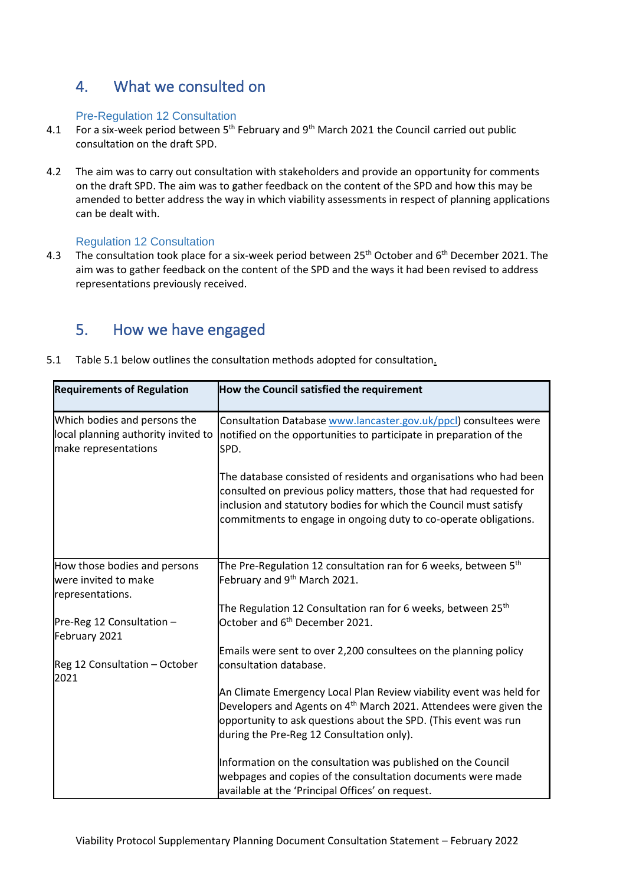## 4. What we consulted on

### Pre-Regulation 12 Consultation

4.1 For a six-week period between 5th February and 9th March 2021 the Council carried out public consultation on the draft SPD.

4.2 The aim was to carry out consultation with stakeholders and provide an opportunity for comments on the draft SPD. The aim was to gather feedback on the content of the SPD and how this may be amended to better address the way in which viability assessments in respect of planning applications can be dealt with.

### Regulation 12 Consultation

4.3 The consultation took place for a six-week period between 25th October and 6th December 2021. The aim was to gather feedback on the content of the SPD and the ways it had been revised to address representations previously received.

## 5. How we have engaged

5.1 Table 5.1 below outlines the consultation methods adopted for consultation.

| Requirements of Regulation | How the Council satisfied the requirement |
|---|---|
| Which bodies and persons the local planning authority invited to make representations | Consultation Database www.lancaster.gov.uk/ppcl) consultees were notified on the opportunities to participate in preparation of the SPD.<br><br>The database consisted of residents and organisations who had been consulted on previous policy matters, those that had requested for inclusion and statutory bodies for which the Council must satisfy commitments to engage in ongoing duty to co-operate obligations. |
| How those bodies and persons were invited to make representations.<br><br>Pre-Reg 12 Consultation – February 2021<br><br>Reg 12 Consultation – October 2021 | The Pre-Regulation 12 consultation ran for 6 weeks, between 5th February and 9th March 2021.<br><br>The Regulation 12 Consultation ran for 6 weeks, between 25th October and 6th December 2021.<br><br>Emails were sent to over 2,200 consultees on the planning policy consultation database.<br><br>An Climate Emergency Local Plan Review viability event was held for Developers and Agents on 4th March 2021. Attendees were given the opportunity to ask questions about the SPD. (This event was run during the Pre-Reg 12 Consultation only).<br><br>Information on the consultation was published on the Council webpages and copies of the consultation documents were made available at the 'Principal Offices' on request. |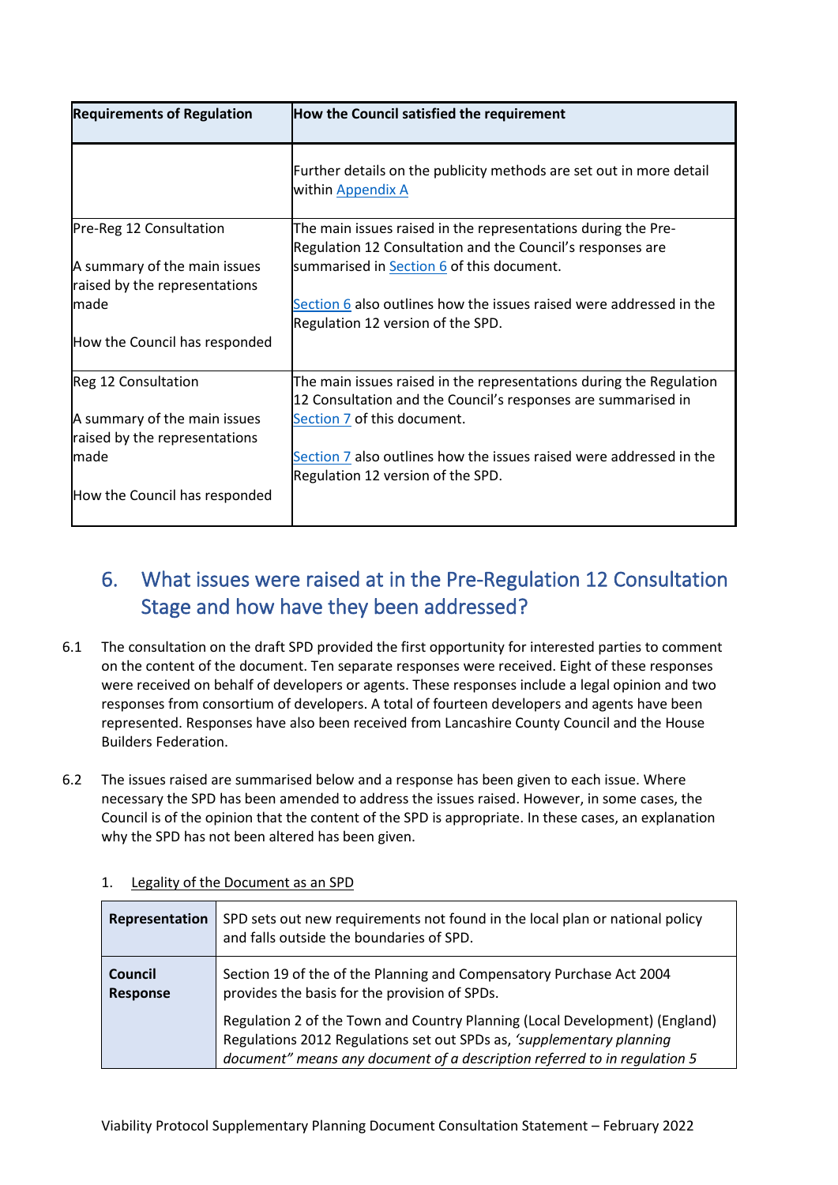| Requirements of Regulation | How the Council satisfied the requirement |
|---|---|
| | Further details on the publicity methods are set out in more detail within Appendix A |
| Pre-Reg 12 Consultation<br><br>A summary of the main issues raised by the representations made<br><br>How the Council has responded | The main issues raised in the representations during the Pre-Regulation 12 Consultation and the Council's responses are summarised in Section 6 of this document.<br><br>Section 6 also outlines how the issues raised were addressed in the Regulation 12 version of the SPD. |
| Reg 12 Consultation<br><br>A summary of the main issues raised by the representations made<br><br>How the Council has responded | The main issues raised in the representations during the Regulation 12 Consultation and the Council's responses are summarised in Section 7 of this document.<br><br>Section 7 also outlines how the issues raised were addressed in the Regulation 12 version of the SPD. |

## 6. What issues were raised at in the Pre-Regulation 12 Consultation Stage and how have they been addressed?

6.1 The consultation on the draft SPD provided the first opportunity for interested parties to comment on the content of the document. Ten separate responses were received. Eight of these responses were received on behalf of developers or agents. These responses include a legal opinion and two responses from consortium of developers. A total of fourteen developers and agents have been represented. Responses have also been received from Lancashire County Council and the House Builders Federation.

6.2 The issues raised are summarised below and a response has been given to each issue. Where necessary the SPD has been amended to address the issues raised. However, in some cases, the Council is of the opinion that the content of the SPD is appropriate. In these cases, an explanation why the SPD has not been altered has been given.

1. Legality of the Document as an SPD

| | |
|---|---|
| **Representation** | SPD sets out new requirements not found in the local plan or national policy and falls outside the boundaries of SPD. |
| **Council Response** | Section 19 of the of the Planning and Compensatory Purchase Act 2004 provides the basis for the provision of SPDs.<br><br>Regulation 2 of the Town and Country Planning (Local Development) (England) Regulations 2012 Regulations set out SPDs as, *'supplementary planning document" means any document of a description referred to in regulation 5* |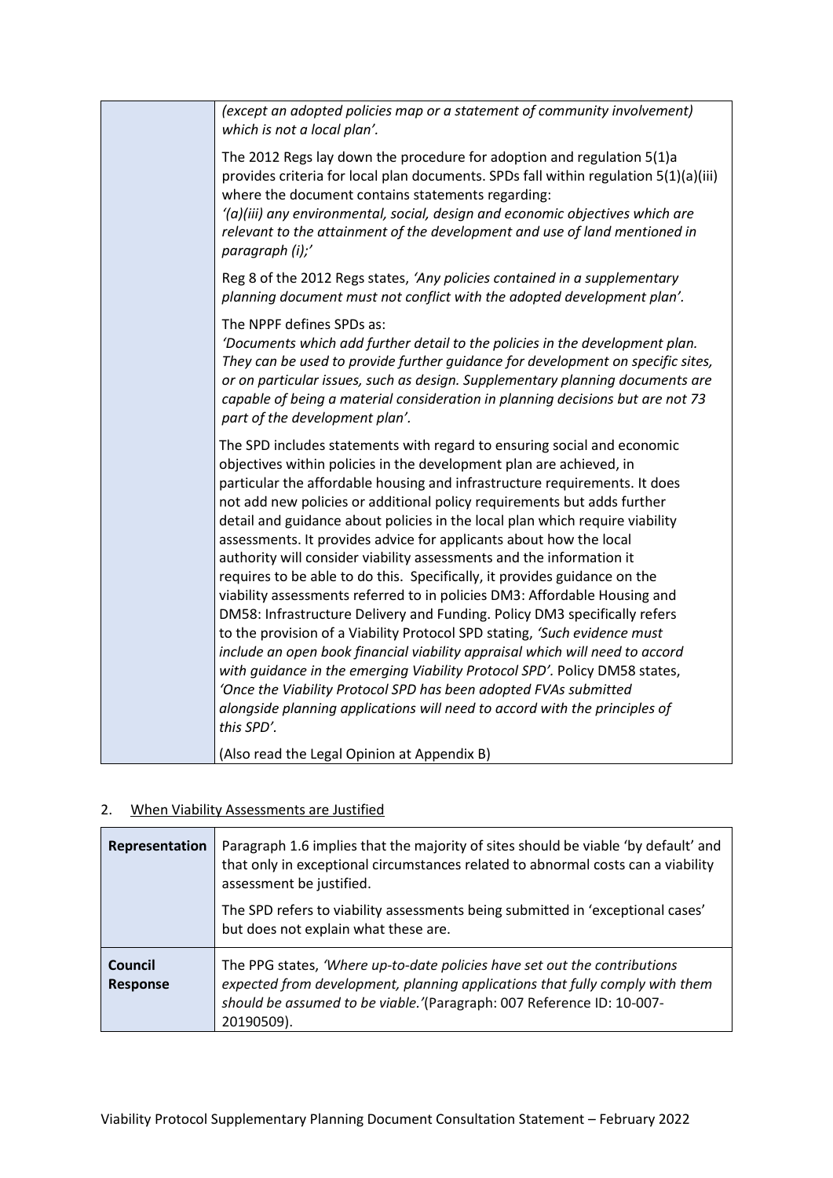| | |
|---|---|
| | *(except an adopted policies map or a statement of community involvement) which is not a local plan'.*<br><br>The 2012 Regs lay down the procedure for adoption and regulation 5(1)a provides criteria for local plan documents. SPDs fall within regulation 5(1)(a)(iii) where the document contains statements regarding:<br>*'(a)(iii) any environmental, social, design and economic objectives which are relevant to the attainment of the development and use of land mentioned in paragraph (i);'*<br><br>Reg 8 of the 2012 Regs states, *'Any policies contained in a supplementary planning document must not conflict with the adopted development plan'.*<br><br>The NPPF defines SPDs as:<br>*'Documents which add further detail to the policies in the development plan. They can be used to provide further guidance for development on specific sites, or on particular issues, such as design. Supplementary planning documents are capable of being a material consideration in planning decisions but are not 73 part of the development plan'.*<br><br>The SPD includes statements with regard to ensuring social and economic objectives within policies in the development plan are achieved, in particular the affordable housing and infrastructure requirements. It does not add new policies or additional policy requirements but adds further detail and guidance about policies in the local plan which require viability assessments. It provides advice for applicants about how the local authority will consider viability assessments and the information it requires to be able to do this. Specifically, it provides guidance on the viability assessments referred to in policies DM3: Affordable Housing and DM58: Infrastructure Delivery and Funding. Policy DM3 specifically refers to the provision of a Viability Protocol SPD stating, *'Such evidence must include an open book financial viability appraisal which will need to accord with guidance in the emerging Viability Protocol SPD'.* Policy DM58 states, *'Once the Viability Protocol SPD has been adopted FVAs submitted alongside planning applications will need to accord with the principles of this SPD'.*<br><br>(Also read the Legal Opinion at Appendix B) |

2. When Viability Assessments are Justified

| | |
|---|---|
| **Representation** | Paragraph 1.6 implies that the majority of sites should be viable 'by default' and that only in exceptional circumstances related to abnormal costs can a viability assessment be justified.<br><br>The SPD refers to viability assessments being submitted in 'exceptional cases' but does not explain what these are. |
| **Council Response** | The PPG states, *'Where up-to-date policies have set out the contributions expected from development, planning applications that fully comply with them should be assumed to be viable.'*(Paragraph: 007 Reference ID: 10-007-20190509). |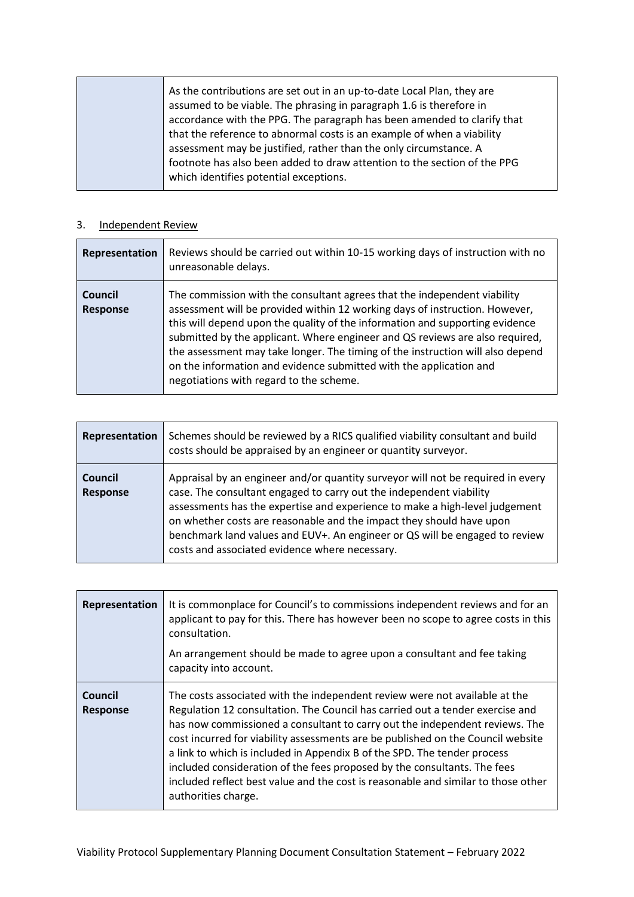| | |
|---|---|
| | As the contributions are set out in an up-to-date Local Plan, they are assumed to be viable. The phrasing in paragraph 1.6 is therefore in accordance with the PPG. The paragraph has been amended to clarify that that the reference to abnormal costs is an example of when a viability assessment may be justified, rather than the only circumstance. A footnote has also been added to draw attention to the section of the PPG which identifies potential exceptions. |

3. Independent Review

| | |
|---|---|
| **Representation** | Reviews should be carried out within 10-15 working days of instruction with no unreasonable delays. |
| **Council Response** | The commission with the consultant agrees that the independent viability assessment will be provided within 12 working days of instruction. However, this will depend upon the quality of the information and supporting evidence submitted by the applicant. Where engineer and QS reviews are also required, the assessment may take longer. The timing of the instruction will also depend on the information and evidence submitted with the application and negotiations with regard to the scheme. |

| | |
|---|---|
| **Representation** | Schemes should be reviewed by a RICS qualified viability consultant and build costs should be appraised by an engineer or quantity surveyor. |
| **Council Response** | Appraisal by an engineer and/or quantity surveyor will not be required in every case. The consultant engaged to carry out the independent viability assessments has the expertise and experience to make a high-level judgement on whether costs are reasonable and the impact they should have upon benchmark land values and EUV+. An engineer or QS will be engaged to review costs and associated evidence where necessary. |

| | |
|---|---|
| **Representation** | It is commonplace for Council's to commissions independent reviews and for an applicant to pay for this. There has however been no scope to agree costs in this consultation.<br><br>An arrangement should be made to agree upon a consultant and fee taking capacity into account. |
| **Council Response** | The costs associated with the independent review were not available at the Regulation 12 consultation. The Council has carried out a tender exercise and has now commissioned a consultant to carry out the independent reviews. The cost incurred for viability assessments are be published on the Council website a link to which is included in Appendix B of the SPD. The tender process included consideration of the fees proposed by the consultants. The fees included reflect best value and the cost is reasonable and similar to those other authorities charge. |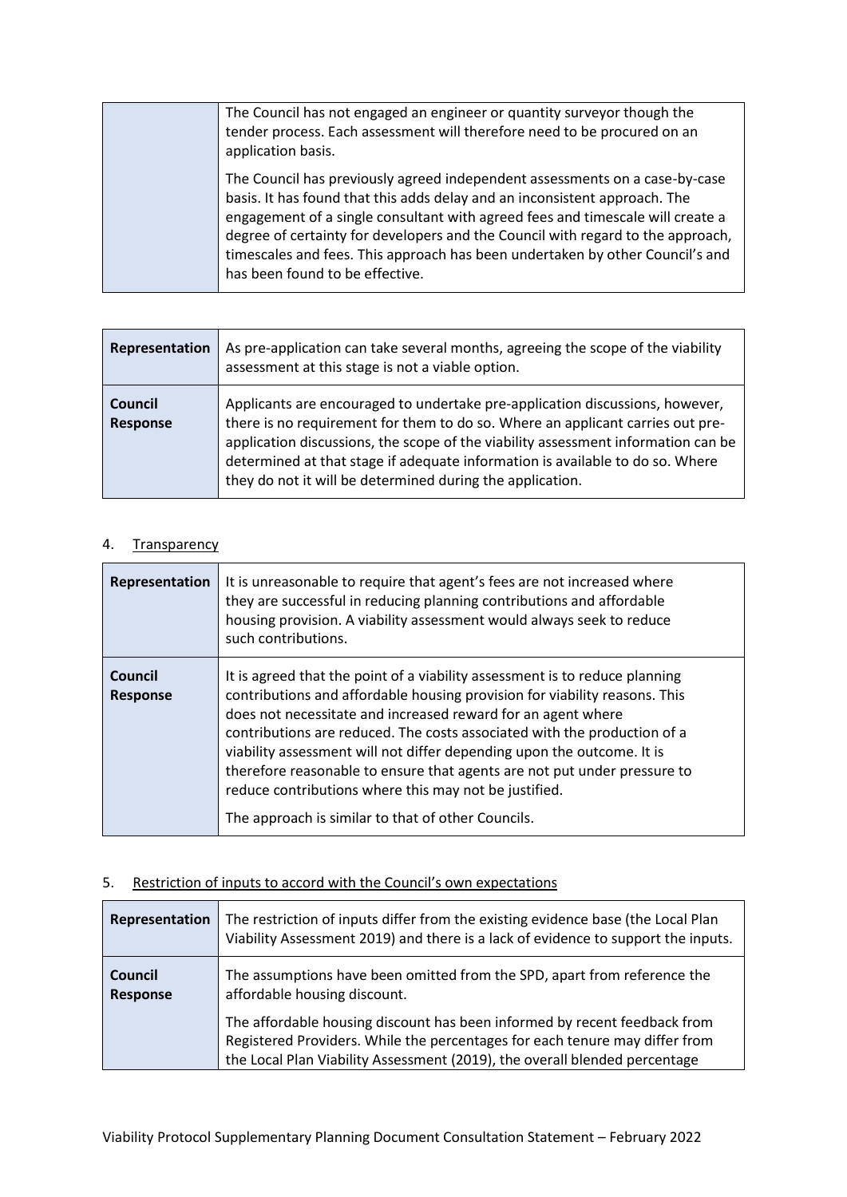| | |
|---|---|
| | The Council has not engaged an engineer or quantity surveyor though the tender process. Each assessment will therefore need to be procured on an application basis.<br><br>The Council has previously agreed independent assessments on a case-by-case basis. It has found that this adds delay and an inconsistent approach. The engagement of a single consultant with agreed fees and timescale will create a degree of certainty for developers and the Council with regard to the approach, timescales and fees. This approach has been undertaken by other Council's and has been found to be effective. |

| | |
|---|---|
| **Representation** | As pre-application can take several months, agreeing the scope of the viability assessment at this stage is not a viable option. |
| **Council Response** | Applicants are encouraged to undertake pre-application discussions, however, there is no requirement for them to do so. Where an applicant carries out pre-application discussions, the scope of the viability assessment information can be determined at that stage if adequate information is available to do so. Where they do not it will be determined during the application. |

4. <u>Transparency</u>

| | |
|---|---|
| **Representation** | It is unreasonable to require that agent's fees are not increased where they are successful in reducing planning contributions and affordable housing provision. A viability assessment would always seek to reduce such contributions. |
| **Council Response** | It is agreed that the point of a viability assessment is to reduce planning contributions and affordable housing provision for viability reasons. This does not necessitate and increased reward for an agent where contributions are reduced. The costs associated with the production of a viability assessment will not differ depending upon the outcome. It is therefore reasonable to ensure that agents are not put under pressure to reduce contributions where this may not be justified.<br><br>The approach is similar to that of other Councils. |

5. <u>Restriction of inputs to accord with the Council's own expectations</u>

| | |
|---|---|
| **Representation** | The restriction of inputs differ from the existing evidence base (the Local Plan Viability Assessment 2019) and there is a lack of evidence to support the inputs. |
| **Council Response** | The assumptions have been omitted from the SPD, apart from reference the affordable housing discount.<br><br>The affordable housing discount has been informed by recent feedback from Registered Providers. While the percentages for each tenure may differ from the Local Plan Viability Assessment (2019), the overall blended percentage |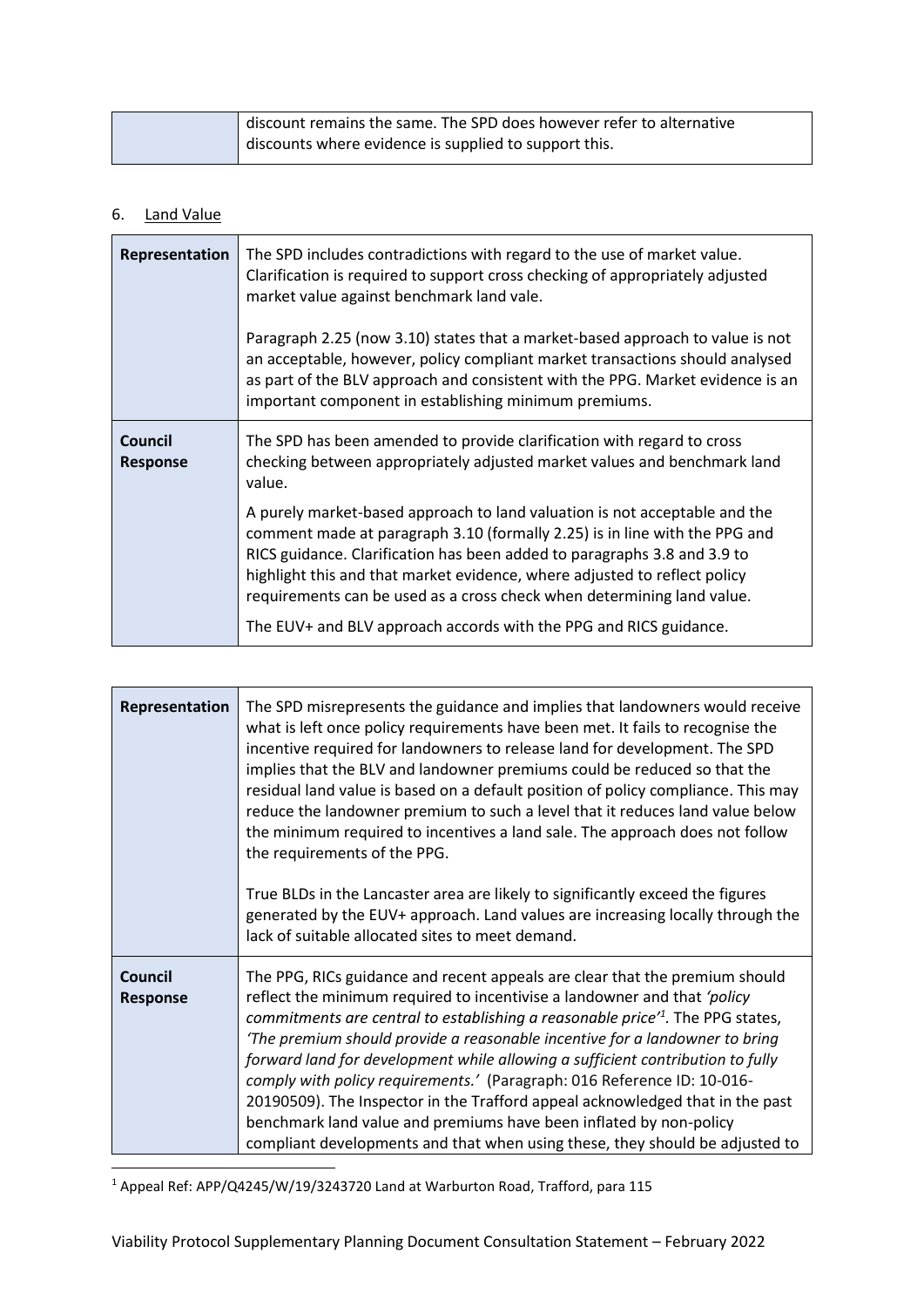| | |
|---|---|
| | discount remains the same. The SPD does however refer to alternative discounts where evidence is supplied to support this. |

6. Land Value

| | |
|---|---|
| **Representation** | The SPD includes contradictions with regard to the use of market value. Clarification is required to support cross checking of appropriately adjusted market value against benchmark land vale.<br><br>Paragraph 2.25 (now 3.10) states that a market-based approach to value is not an acceptable, however, policy compliant market transactions should analysed as part of the BLV approach and consistent with the PPG. Market evidence is an important component in establishing minimum premiums. |
| **Council Response** | The SPD has been amended to provide clarification with regard to cross checking between appropriately adjusted market values and benchmark land value.<br><br>A purely market-based approach to land valuation is not acceptable and the comment made at paragraph 3.10 (formally 2.25) is in line with the PPG and RICS guidance. Clarification has been added to paragraphs 3.8 and 3.9 to highlight this and that market evidence, where adjusted to reflect policy requirements can be used as a cross check when determining land value.<br><br>The EUV+ and BLV approach accords with the PPG and RICS guidance. |

| | |
|---|---|
| **Representation** | The SPD misrepresents the guidance and implies that landowners would receive what is left once policy requirements have been met. It fails to recognise the incentive required for landowners to release land for development. The SPD implies that the BLV and landowner premiums could be reduced so that the residual land value is based on a default position of policy compliance. This may reduce the landowner premium to such a level that it reduces land value below the minimum required to incentives a land sale. The approach does not follow the requirements of the PPG.<br><br>True BLDs in the Lancaster area are likely to significantly exceed the figures generated by the EUV+ approach. Land values are increasing locally through the lack of suitable allocated sites to meet demand. |
| **Council Response** | The PPG, RICs guidance and recent appeals are clear that the premium should reflect the minimum required to incentivise a landowner and that *'policy commitments are central to establishing a reasonable price'*[1]. The PPG states, *'The premium should provide a reasonable incentive for a landowner to bring forward land for development while allowing a sufficient contribution to fully comply with policy requirements.'* (Paragraph: 016 Reference ID: 10-016-20190509). The Inspector in the Trafford appeal acknowledged that in the past benchmark land value and premiums have been inflated by non-policy compliant developments and that when using these, they should be adjusted to |

[1] Appeal Ref: APP/Q4245/W/19/3243720 Land at Warburton Road, Trafford, para 115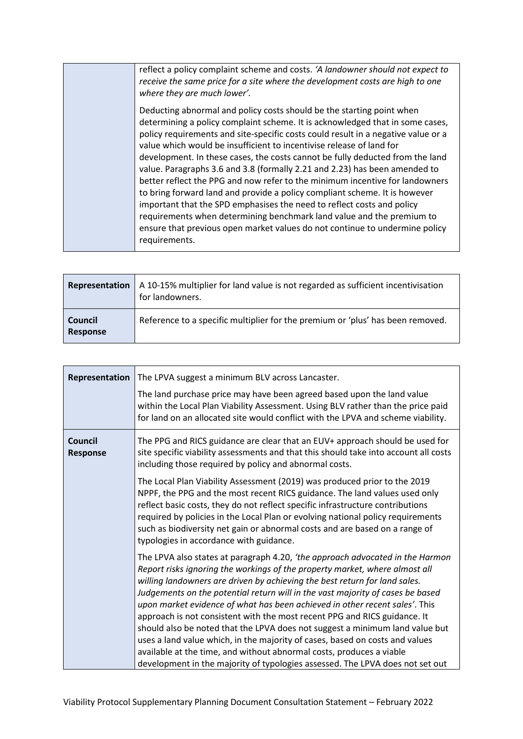| | |
|---|---|
| | reflect a policy complaint scheme and costs. *'A landowner should not expect to receive the same price for a site where the development costs are high to one where they are much lower'.*<br><br>Deducting abnormal and policy costs should be the starting point when determining a policy complaint scheme. It is acknowledged that in some cases, policy requirements and site-specific costs could result in a negative value or a value which would be insufficient to incentivise release of land for development. In these cases, the costs cannot be fully deducted from the land value. Paragraphs 3.6 and 3.8 (formally 2.21 and 2.23) has been amended to better reflect the PPG and now refer to the minimum incentive for landowners to bring forward land and provide a policy compliant scheme. It is however important that the SPD emphasises the need to reflect costs and policy requirements when determining benchmark land value and the premium to ensure that previous open market values do not continue to undermine policy requirements. |

| | |
|---|---|
| **Representation** | A 10-15% multiplier for land value is not regarded as sufficient incentivisation for landowners. |
| **Council Response** | Reference to a specific multiplier for the premium or 'plus' has been removed. |

| | |
|---|---|
| **Representation** | The LPVA suggest a minimum BLV across Lancaster.<br><br>The land purchase price may have been agreed based upon the land value within the Local Plan Viability Assessment. Using BLV rather than the price paid for land on an allocated site would conflict with the LPVA and scheme viability. |
| **Council Response** | The PPG and RICS guidance are clear that an EUV+ approach should be used for site specific viability assessments and that this should take into account all costs including those required by policy and abnormal costs.<br><br>The Local Plan Viability Assessment (2019) was produced prior to the 2019 NPPF, the PPG and the most recent RICS guidance. The land values used only reflect basic costs, they do not reflect specific infrastructure contributions required by policies in the Local Plan or evolving national policy requirements such as biodiversity net gain or abnormal costs and are based on a range of typologies in accordance with guidance.<br><br>The LPVA also states at paragraph 4.20, *'the approach advocated in the Harmon Report risks ignoring the workings of the property market, where almost all willing landowners are driven by achieving the best return for land sales. Judgements on the potential return will in the vast majority of cases be based upon market evidence of what has been achieved in other recent sales'*. This approach is not consistent with the most recent PPG and RICS guidance. It should also be noted that the LPVA does not suggest a minimum land value but uses a land value which, in the majority of cases, based on costs and values available at the time, and without abnormal costs, produces a viable development in the majority of typologies assessed. The LPVA does not set out |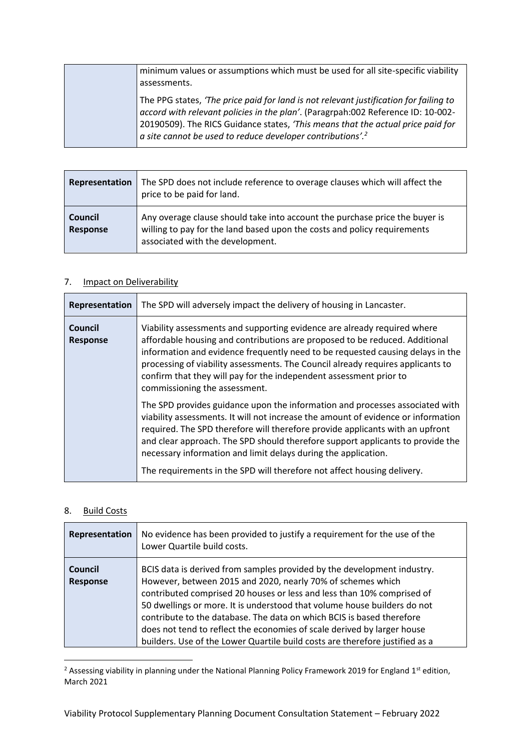| | |
|---|---|
| | minimum values or assumptions which must be used for all site-specific viability assessments.<br><br>The PPG states, *'The price paid for land is not relevant justification for failing to accord with relevant policies in the plan'*. (Paragrpah:002 Reference ID: 10-002-20190509). The RICS Guidance states, *'This means that the actual price paid for a site cannot be used to reduce developer contributions'.*[2] |

| **Representation** | The SPD does not include reference to overage clauses which will affect the price to be paid for land. |
|---|---|
| **Council Response** | Any overage clause should take into account the purchase price the buyer is willing to pay for the land based upon the costs and policy requirements associated with the development. |

7. Impact on Deliverability

| **Representation** | The SPD will adversely impact the delivery of housing in Lancaster. |
|---|---|
| **Council Response** | Viability assessments and supporting evidence are already required where affordable housing and contributions are proposed to be reduced. Additional information and evidence frequently need to be requested causing delays in the processing of viability assessments. The Council already requires applicants to confirm that they will pay for the independent assessment prior to commissioning the assessment.<br><br>The SPD provides guidance upon the information and processes associated with viability assessments. It will not increase the amount of evidence or information required. The SPD therefore will therefore provide applicants with an upfront and clear approach. The SPD should therefore support applicants to provide the necessary information and limit delays during the application.<br><br>The requirements in the SPD will therefore not affect housing delivery. |

8. Build Costs

| **Representation** | No evidence has been provided to justify a requirement for the use of the Lower Quartile build costs. |
|---|---|
| **Council Response** | BCIS data is derived from samples provided by the development industry. However, between 2015 and 2020, nearly 70% of schemes which contributed comprised 20 houses or less and less than 10% comprised of 50 dwellings or more. It is understood that volume house builders do not contribute to the database. The data on which BCIS is based therefore does not tend to reflect the economies of scale derived by larger house builders. Use of the Lower Quartile build costs are therefore justified as a |

[2] Assessing viability in planning under the National Planning Policy Framework 2019 for England 1st edition, March 2021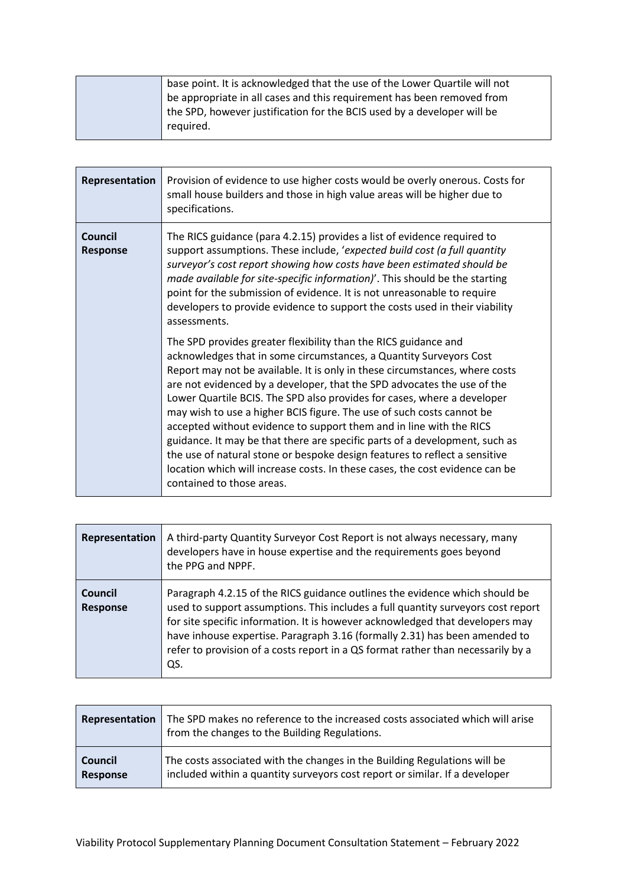| | |
|---|---|
| | base point. It is acknowledged that the use of the Lower Quartile will not be appropriate in all cases and this requirement has been removed from the SPD, however justification for the BCIS used by a developer will be required. |

| | |
|---|---|
| **Representation** | Provision of evidence to use higher costs would be overly onerous. Costs for small house builders and those in high value areas will be higher due to specifications. |
| **Council Response** | The RICS guidance (para 4.2.15) provides a list of evidence required to support assumptions. These include, '*expected build cost (a full quantity surveyor's cost report showing how costs have been estimated should be made available for site-specific information)*'. This should be the starting point for the submission of evidence. It is not unreasonable to require developers to provide evidence to support the costs used in their viability assessments.<br><br>The SPD provides greater flexibility than the RICS guidance and acknowledges that in some circumstances, a Quantity Surveyors Cost Report may not be available. It is only in these circumstances, where costs are not evidenced by a developer, that the SPD advocates the use of the Lower Quartile BCIS. The SPD also provides for cases, where a developer may wish to use a higher BCIS figure. The use of such costs cannot be accepted without evidence to support them and in line with the RICS guidance. It may be that there are specific parts of a development, such as the use of natural stone or bespoke design features to reflect a sensitive location which will increase costs. In these cases, the cost evidence can be contained to those areas. |

| | |
|---|---|
| **Representation** | A third-party Quantity Surveyor Cost Report is not always necessary, many developers have in house expertise and the requirements goes beyond the PPG and NPPF. |
| **Council Response** | Paragraph 4.2.15 of the RICS guidance outlines the evidence which should be used to support assumptions. This includes a full quantity surveyors cost report for site specific information. It is however acknowledged that developers may have inhouse expertise. Paragraph 3.16 (formally 2.31) has been amended to refer to provision of a costs report in a QS format rather than necessarily by a QS. |

| | |
|---|---|
| **Representation** | The SPD makes no reference to the increased costs associated which will arise from the changes to the Building Regulations. |
| **Council Response** | The costs associated with the changes in the Building Regulations will be included within a quantity surveyors cost report or similar. If a developer |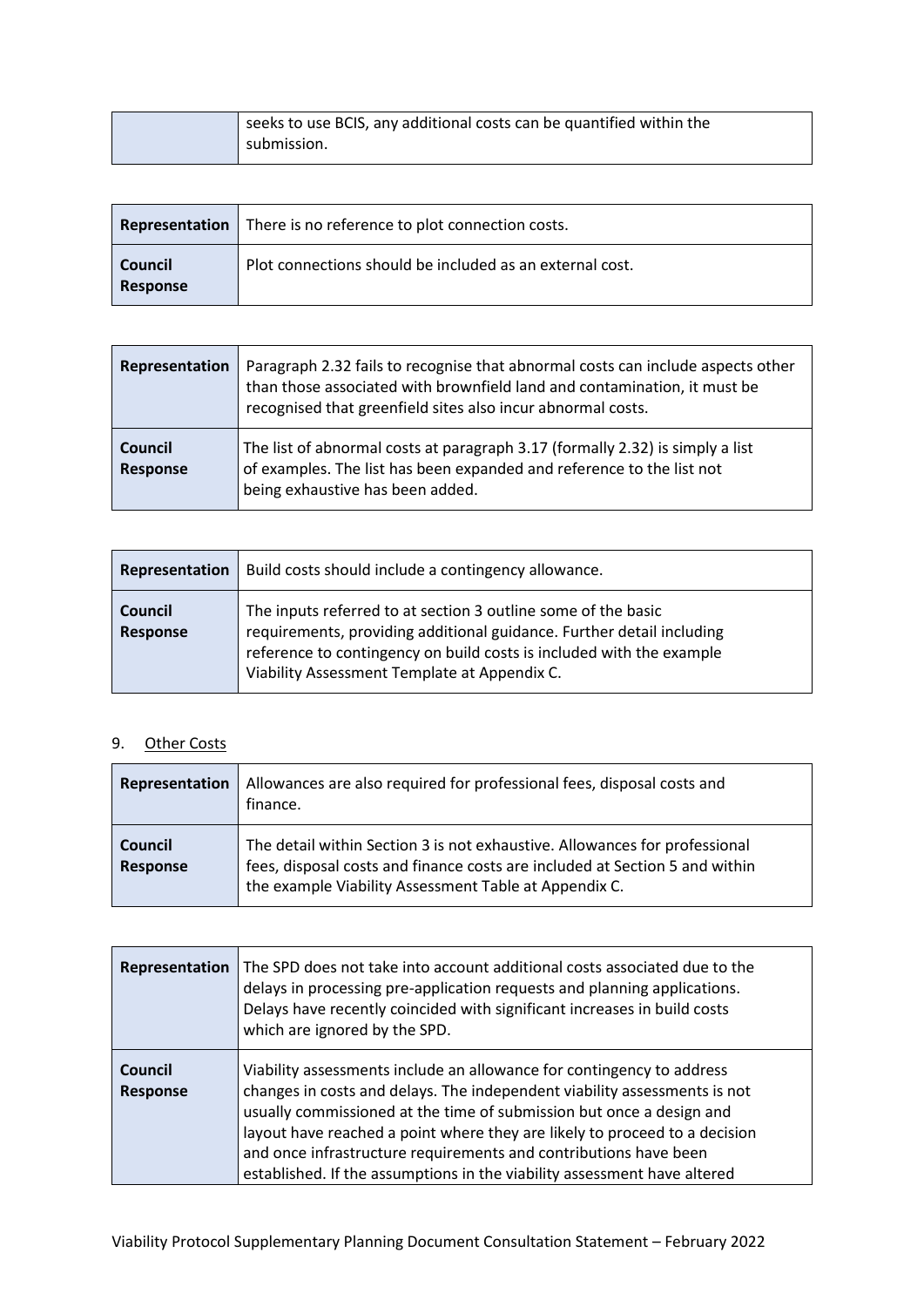| | |
|---|---|
| | seeks to use BCIS, any additional costs can be quantified within the submission. |

| | |
|---|---|
| **Representation** | There is no reference to plot connection costs. |
| **Council Response** | Plot connections should be included as an external cost. |

| | |
|---|---|
| **Representation** | Paragraph 2.32 fails to recognise that abnormal costs can include aspects other than those associated with brownfield land and contamination, it must be recognised that greenfield sites also incur abnormal costs. |
| **Council Response** | The list of abnormal costs at paragraph 3.17 (formally 2.32) is simply a list of examples. The list has been expanded and reference to the list not being exhaustive has been added. |

| | |
|---|---|
| **Representation** | Build costs should include a contingency allowance. |
| **Council Response** | The inputs referred to at section 3 outline some of the basic requirements, providing additional guidance. Further detail including reference to contingency on build costs is included with the example Viability Assessment Template at Appendix C. |

9. Other Costs

| | |
|---|---|
| **Representation** | Allowances are also required for professional fees, disposal costs and finance. |
| **Council Response** | The detail within Section 3 is not exhaustive. Allowances for professional fees, disposal costs and finance costs are included at Section 5 and within the example Viability Assessment Table at Appendix C. |

| | |
|---|---|
| **Representation** | The SPD does not take into account additional costs associated due to the delays in processing pre-application requests and planning applications. Delays have recently coincided with significant increases in build costs which are ignored by the SPD. |
| **Council Response** | Viability assessments include an allowance for contingency to address changes in costs and delays. The independent viability assessments is not usually commissioned at the time of submission but once a design and layout have reached a point where they are likely to proceed to a decision and once infrastructure requirements and contributions have been established. If the assumptions in the viability assessment have altered |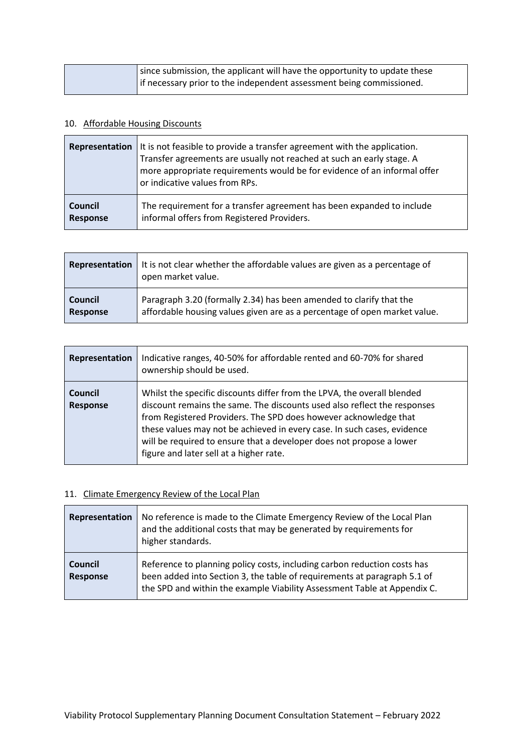| | |
|---|---|
| | since submission, the applicant will have the opportunity to update these if necessary prior to the independent assessment being commissioned. |

10. Affordable Housing Discounts

| | |
|---|---|
| **Representation** | It is not feasible to provide a transfer agreement with the application. Transfer agreements are usually not reached at such an early stage. A more appropriate requirements would be for evidence of an informal offer or indicative values from RPs. |
| **Council Response** | The requirement for a transfer agreement has been expanded to include informal offers from Registered Providers. |

| | |
|---|---|
| **Representation** | It is not clear whether the affordable values are given as a percentage of open market value. |
| **Council Response** | Paragraph 3.20 (formally 2.34) has been amended to clarify that the affordable housing values given are as a percentage of open market value. |

| | |
|---|---|
| **Representation** | Indicative ranges, 40-50% for affordable rented and 60-70% for shared ownership should be used. |
| **Council Response** | Whilst the specific discounts differ from the LPVA, the overall blended discount remains the same. The discounts used also reflect the responses from Registered Providers. The SPD does however acknowledge that these values may not be achieved in every case. In such cases, evidence will be required to ensure that a developer does not propose a lower figure and later sell at a higher rate. |

11. Climate Emergency Review of the Local Plan

| | |
|---|---|
| **Representation** | No reference is made to the Climate Emergency Review of the Local Plan and the additional costs that may be generated by requirements for higher standards. |
| **Council Response** | Reference to planning policy costs, including carbon reduction costs has been added into Section 3, the table of requirements at paragraph 5.1 of the SPD and within the example Viability Assessment Table at Appendix C. |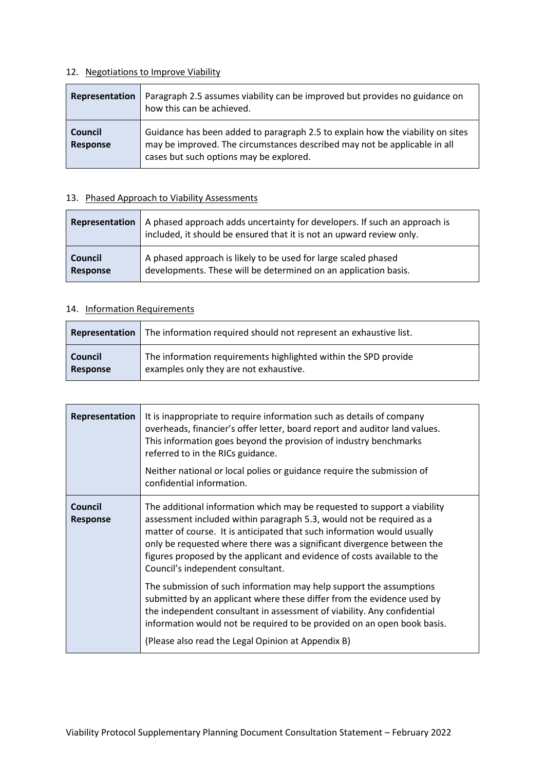12. Negotiations to Improve Viability

| **Representation** | Paragraph 2.5 assumes viability can be improved but provides no guidance on how this can be achieved. |
|---|---|
| **Council Response** | Guidance has been added to paragraph 2.5 to explain how the viability on sites may be improved. The circumstances described may not be applicable in all cases but such options may be explored. |

13. Phased Approach to Viability Assessments

| **Representation** | A phased approach adds uncertainty for developers. If such an approach is included, it should be ensured that it is not an upward review only. |
|---|---|
| **Council Response** | A phased approach is likely to be used for large scaled phased developments. These will be determined on an application basis. |

14. Information Requirements

| **Representation** | The information required should not represent an exhaustive list. |
|---|---|
| **Council Response** | The information requirements highlighted within the SPD provide examples only they are not exhaustive. |

| **Representation** | It is inappropriate to require information such as details of company overheads, financier's offer letter, board report and auditor land values. This information goes beyond the provision of industry benchmarks referred to in the RICs guidance.<br><br>Neither national or local polies or guidance require the submission of confidential information. |
|---|---|
| **Council Response** | The additional information which may be requested to support a viability assessment included within paragraph 5.3, would not be required as a matter of course. It is anticipated that such information would usually only be requested where there was a significant divergence between the figures proposed by the applicant and evidence of costs available to the Council's independent consultant.<br><br>The submission of such information may help support the assumptions submitted by an applicant where these differ from the evidence used by the independent consultant in assessment of viability. Any confidential information would not be required to be provided on an open book basis.<br><br>(Please also read the Legal Opinion at Appendix B) |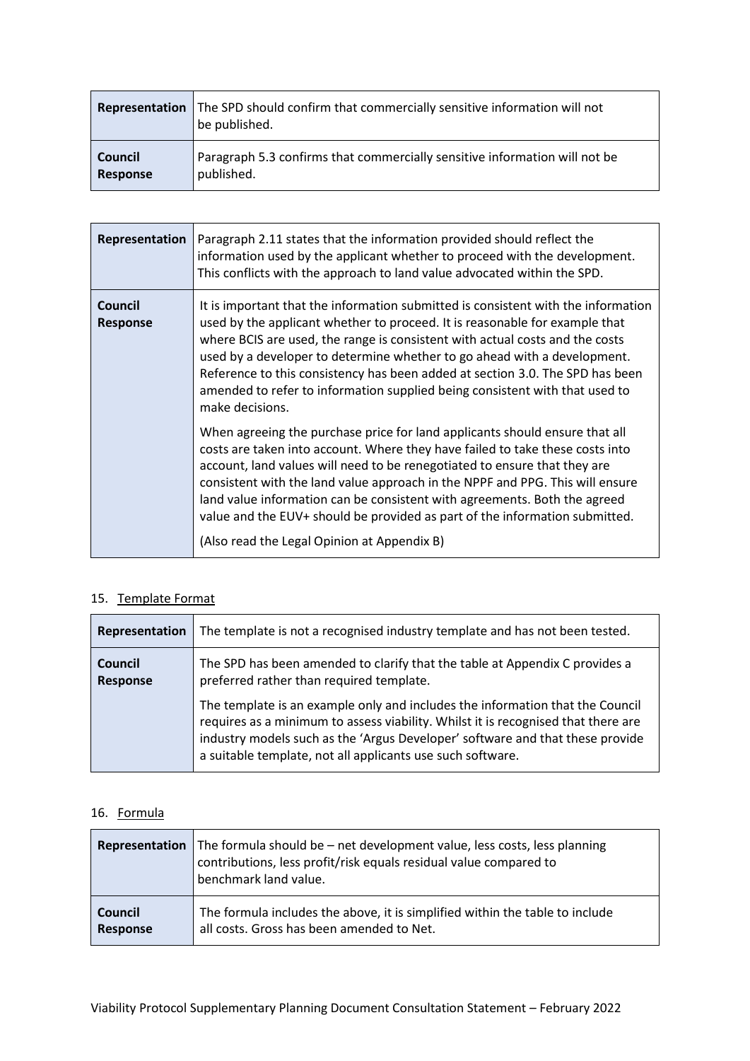| | |
|---|---|
| **Representation** | The SPD should confirm that commercially sensitive information will not be published. |
| **Council Response** | Paragraph 5.3 confirms that commercially sensitive information will not be published. |

| | |
|---|---|
| **Representation** | Paragraph 2.11 states that the information provided should reflect the information used by the applicant whether to proceed with the development. This conflicts with the approach to land value advocated within the SPD. |
| **Council Response** | It is important that the information submitted is consistent with the information used by the applicant whether to proceed. It is reasonable for example that where BCIS are used, the range is consistent with actual costs and the costs used by a developer to determine whether to go ahead with a development. Reference to this consistency has been added at section 3.0. The SPD has been amended to refer to information supplied being consistent with that used to make decisions.<br><br>When agreeing the purchase price for land applicants should ensure that all costs are taken into account. Where they have failed to take these costs into account, land values will need to be renegotiated to ensure that they are consistent with the land value approach in the NPPF and PPG. This will ensure land value information can be consistent with agreements. Both the agreed value and the EUV+ should be provided as part of the information submitted.<br><br>(Also read the Legal Opinion at Appendix B) |

15. Template Format

| | |
|---|---|
| **Representation** | The template is not a recognised industry template and has not been tested. |
| **Council Response** | The SPD has been amended to clarify that the table at Appendix C provides a preferred rather than required template.<br><br>The template is an example only and includes the information that the Council requires as a minimum to assess viability. Whilst it is recognised that there are industry models such as the 'Argus Developer' software and that these provide a suitable template, not all applicants use such software. |

16. Formula

| | |
|---|---|
| **Representation** | The formula should be – net development value, less costs, less planning contributions, less profit/risk equals residual value compared to benchmark land value. |
| **Council Response** | The formula includes the above, it is simplified within the table to include all costs. Gross has been amended to Net. |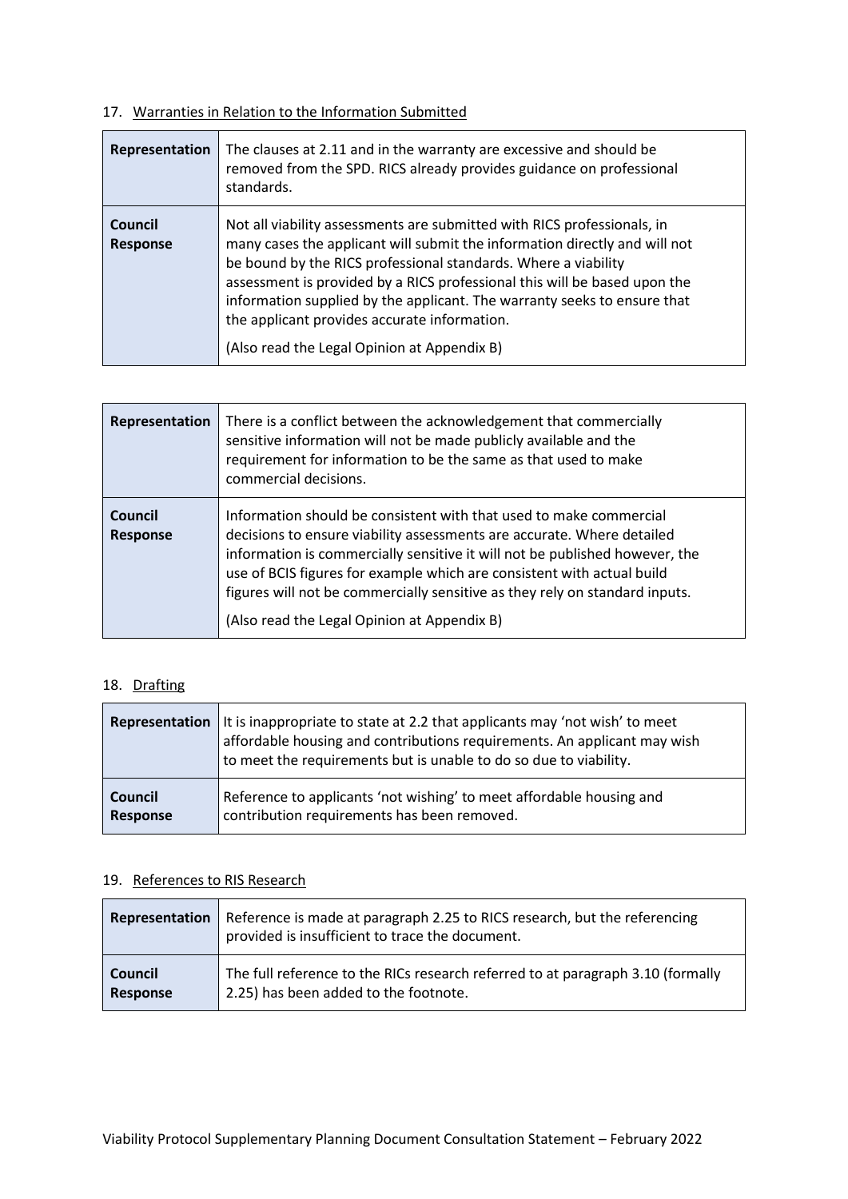17. Warranties in Relation to the Information Submitted

| | |
|---|---|
| **Representation** | The clauses at 2.11 and in the warranty are excessive and should be removed from the SPD. RICS already provides guidance on professional standards. |
| **Council Response** | Not all viability assessments are submitted with RICS professionals, in many cases the applicant will submit the information directly and will not be bound by the RICS professional standards. Where a viability assessment is provided by a RICS professional this will be based upon the information supplied by the applicant. The warranty seeks to ensure that the applicant provides accurate information.<br><br>(Also read the Legal Opinion at Appendix B) |

| | |
|---|---|
| **Representation** | There is a conflict between the acknowledgement that commercially sensitive information will not be made publicly available and the requirement for information to be the same as that used to make commercial decisions. |
| **Council Response** | Information should be consistent with that used to make commercial decisions to ensure viability assessments are accurate. Where detailed information is commercially sensitive it will not be published however, the use of BCIS figures for example which are consistent with actual build figures will not be commercially sensitive as they rely on standard inputs.<br><br>(Also read the Legal Opinion at Appendix B) |

18. Drafting

| | |
|---|---|
| **Representation** | It is inappropriate to state at 2.2 that applicants may 'not wish' to meet affordable housing and contributions requirements. An applicant may wish to meet the requirements but is unable to do so due to viability. |
| **Council Response** | Reference to applicants 'not wishing' to meet affordable housing and contribution requirements has been removed. |

19. References to RIS Research

| | |
|---|---|
| **Representation** | Reference is made at paragraph 2.25 to RICS research, but the referencing provided is insufficient to trace the document. |
| **Council Response** | The full reference to the RICs research referred to at paragraph 3.10 (formally 2.25) has been added to the footnote. |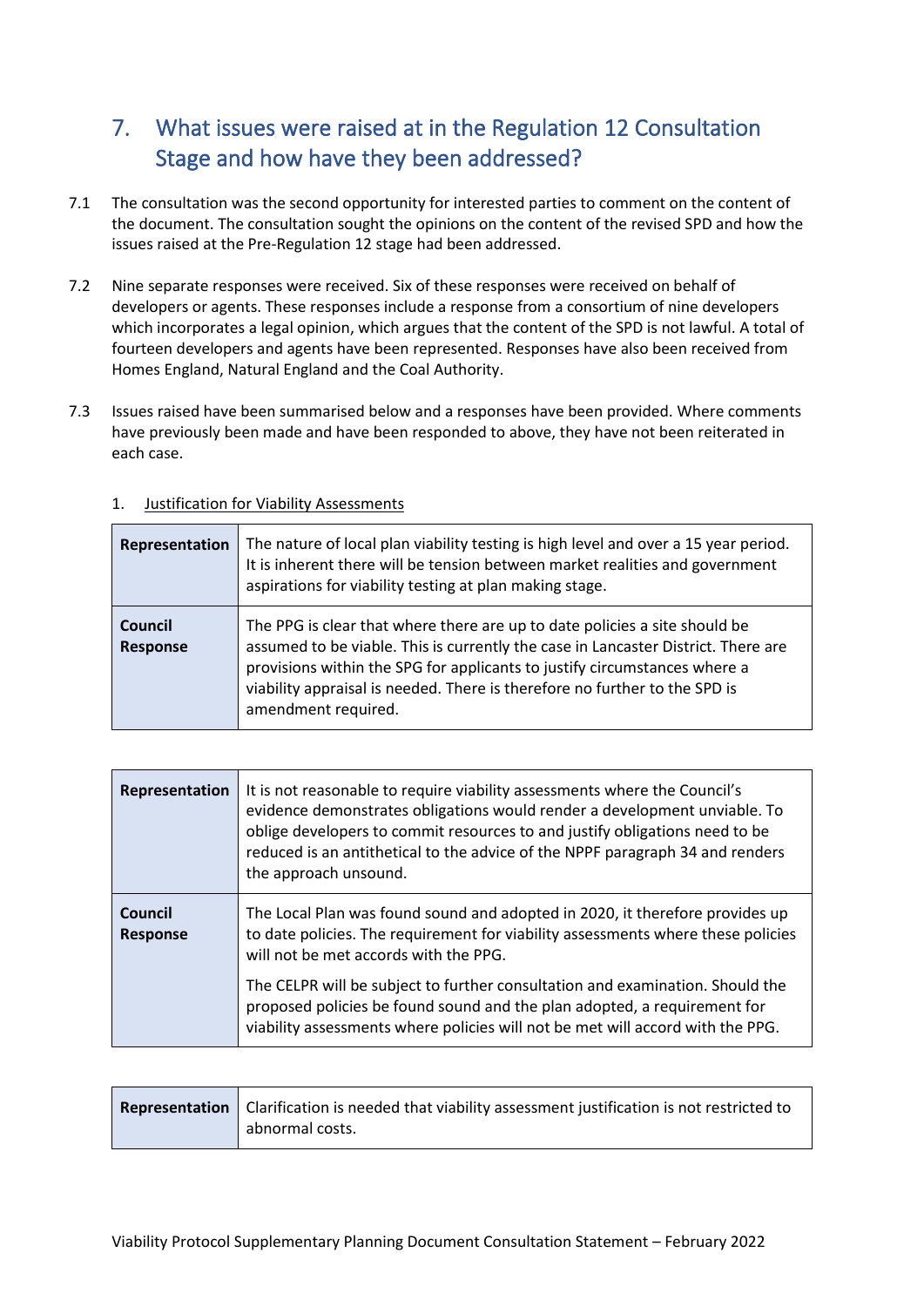## 7. What issues were raised at in the Regulation 12 Consultation Stage and how have they been addressed?

7.1 The consultation was the second opportunity for interested parties to comment on the content of the document. The consultation sought the opinions on the content of the revised SPD and how the issues raised at the Pre-Regulation 12 stage had been addressed.

7.2 Nine separate responses were received. Six of these responses were received on behalf of developers or agents. These responses include a response from a consortium of nine developers which incorporates a legal opinion, which argues that the content of the SPD is not lawful. A total of fourteen developers and agents have been represented. Responses have also been received from Homes England, Natural England and the Coal Authority.

7.3 Issues raised have been summarised below and a responses have been provided. Where comments have previously been made and have been responded to above, they have not been reiterated in each case.

1. Justification for Viability Assessments

| | |
|---|---|
| **Representation** | The nature of local plan viability testing is high level and over a 15 year period. It is inherent there will be tension between market realities and government aspirations for viability testing at plan making stage. |
| **Council Response** | The PPG is clear that where there are up to date policies a site should be assumed to be viable. This is currently the case in Lancaster District. There are provisions within the SPG for applicants to justify circumstances where a viability appraisal is needed. There is therefore no further to the SPD is amendment required. |

| | |
|---|---|
| **Representation** | It is not reasonable to require viability assessments where the Council's evidence demonstrates obligations would render a development unviable. To oblige developers to commit resources to and justify obligations need to be reduced is an antithetical to the advice of the NPPF paragraph 34 and renders the approach unsound. |
| **Council Response** | The Local Plan was found sound and adopted in 2020, it therefore provides up to date policies. The requirement for viability assessments where these policies will not be met accords with the PPG.<br><br>The CELPR will be subject to further consultation and examination. Should the proposed policies be found sound and the plan adopted, a requirement for viability assessments where policies will not be met will accord with the PPG. |

| | |
|---|---|
| **Representation** | Clarification is needed that viability assessment justification is not restricted to abnormal costs. |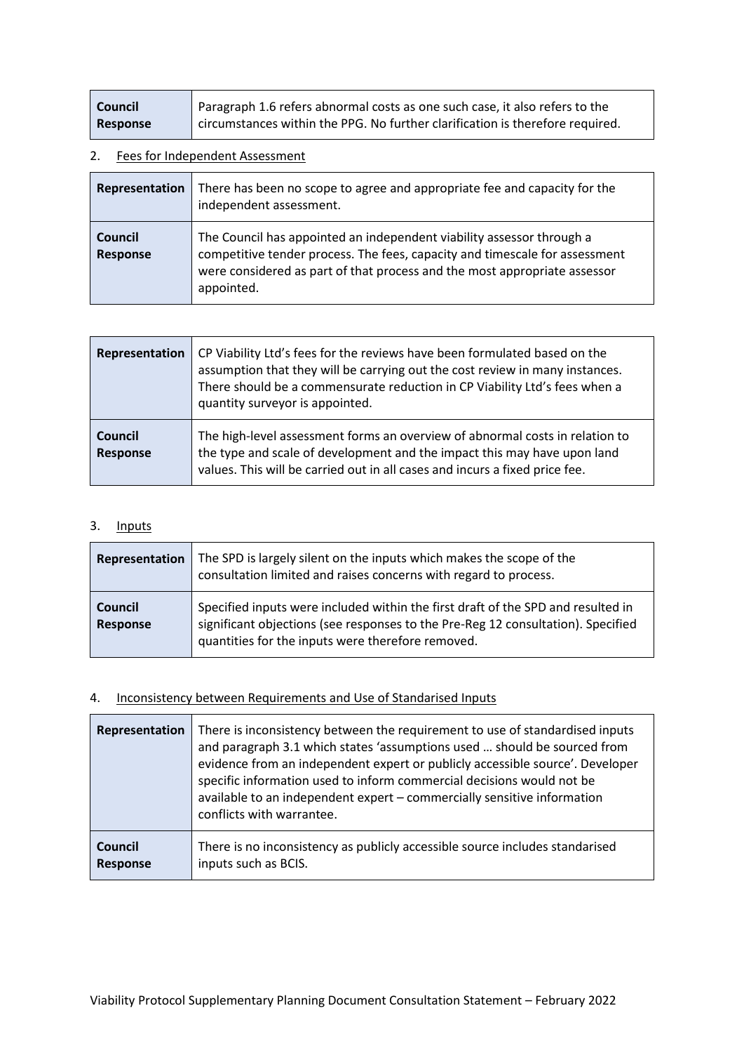| | |
|---|---|
| **Council Response** | Paragraph 1.6 refers abnormal costs as one such case, it also refers to the circumstances within the PPG. No further clarification is therefore required. |

2. Fees for Independent Assessment

| | |
|---|---|
| **Representation** | There has been no scope to agree and appropriate fee and capacity for the independent assessment. |
| **Council Response** | The Council has appointed an independent viability assessor through a competitive tender process. The fees, capacity and timescale for assessment were considered as part of that process and the most appropriate assessor appointed. |

| | |
|---|---|
| **Representation** | CP Viability Ltd's fees for the reviews have been formulated based on the assumption that they will be carrying out the cost review in many instances. There should be a commensurate reduction in CP Viability Ltd's fees when a quantity surveyor is appointed. |
| **Council Response** | The high-level assessment forms an overview of abnormal costs in relation to the type and scale of development and the impact this may have upon land values. This will be carried out in all cases and incurs a fixed price fee. |

3. Inputs

| | |
|---|---|
| **Representation** | The SPD is largely silent on the inputs which makes the scope of the consultation limited and raises concerns with regard to process. |
| **Council Response** | Specified inputs were included within the first draft of the SPD and resulted in significant objections (see responses to the Pre-Reg 12 consultation). Specified quantities for the inputs were therefore removed. |

4. Inconsistency between Requirements and Use of Standarised Inputs

| | |
|---|---|
| **Representation** | There is inconsistency between the requirement to use of standardised inputs and paragraph 3.1 which states 'assumptions used … should be sourced from evidence from an independent expert or publicly accessible source'. Developer specific information used to inform commercial decisions would not be available to an independent expert – commercially sensitive information conflicts with warrantee. |
| **Council Response** | There is no inconsistency as publicly accessible source includes standarised inputs such as BCIS. |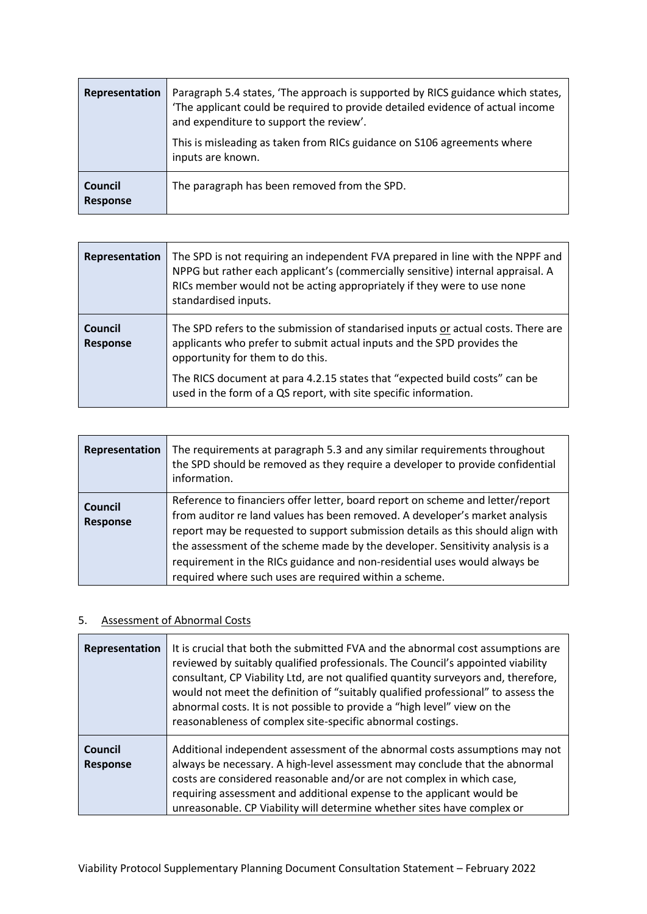| | |
|---|---|
| **Representation** | Paragraph 5.4 states, 'The approach is supported by RICS guidance which states, 'The applicant could be required to provide detailed evidence of actual income and expenditure to support the review'.<br><br>This is misleading as taken from RICs guidance on S106 agreements where inputs are known. |
| **Council Response** | The paragraph has been removed from the SPD. |

| | |
|---|---|
| **Representation** | The SPD is not requiring an independent FVA prepared in line with the NPPF and NPPG but rather each applicant's (commercially sensitive) internal appraisal. A RICs member would not be acting appropriately if they were to use none standardised inputs. |
| **Council Response** | The SPD refers to the submission of standarised inputs or actual costs. There are applicants who prefer to submit actual inputs and the SPD provides the opportunity for them to do this.<br><br>The RICS document at para 4.2.15 states that "expected build costs" can be used in the form of a QS report, with site specific information. |

| | |
|---|---|
| **Representation** | The requirements at paragraph 5.3 and any similar requirements throughout the SPD should be removed as they require a developer to provide confidential information. |
| **Council Response** | Reference to financiers offer letter, board report on scheme and letter/report from auditor re land values has been removed. A developer's market analysis report may be requested to support submission details as this should align with the assessment of the scheme made by the developer. Sensitivity analysis is a requirement in the RICs guidance and non-residential uses would always be required where such uses are required within a scheme. |

5. Assessment of Abnormal Costs

| | |
|---|---|
| **Representation** | It is crucial that both the submitted FVA and the abnormal cost assumptions are reviewed by suitably qualified professionals. The Council's appointed viability consultant, CP Viability Ltd, are not qualified quantity surveyors and, therefore, would not meet the definition of "suitably qualified professional" to assess the abnormal costs. It is not possible to provide a "high level" view on the reasonableness of complex site-specific abnormal costings. |
| **Council Response** | Additional independent assessment of the abnormal costs assumptions may not always be necessary. A high-level assessment may conclude that the abnormal costs are considered reasonable and/or are not complex in which case, requiring assessment and additional expense to the applicant would be unreasonable. CP Viability will determine whether sites have complex or |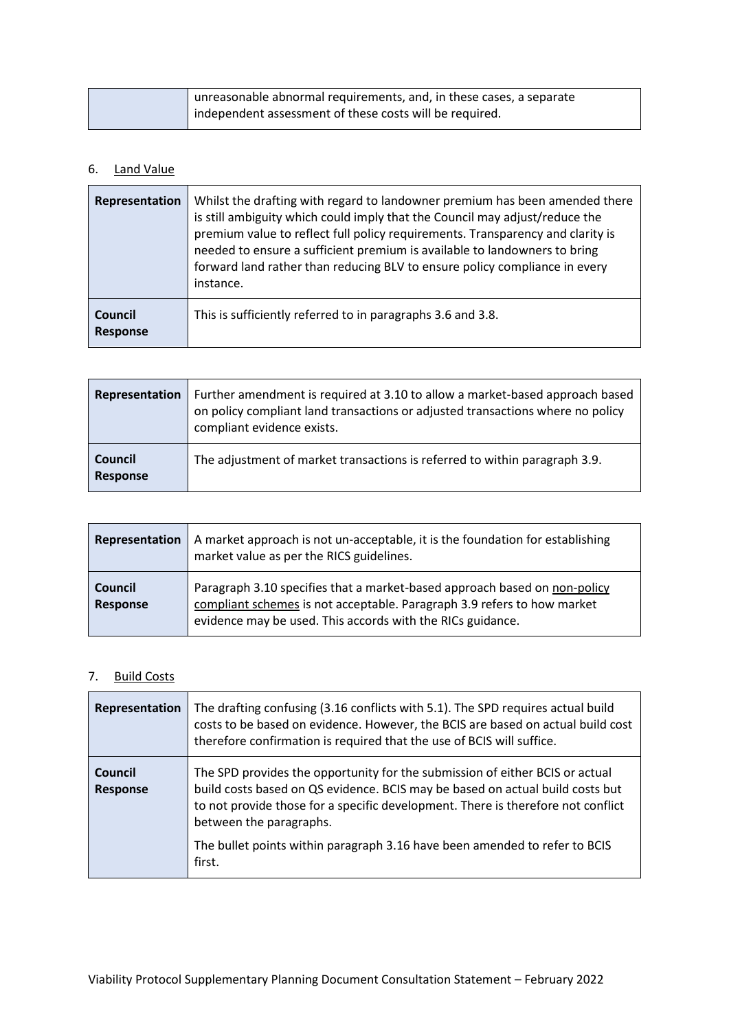| | |
|---|---|
| | unreasonable abnormal requirements, and, in these cases, a separate independent assessment of these costs will be required. |

6. Land Value

| | |
|---|---|
| **Representation** | Whilst the drafting with regard to landowner premium has been amended there is still ambiguity which could imply that the Council may adjust/reduce the premium value to reflect full policy requirements. Transparency and clarity is needed to ensure a sufficient premium is available to landowners to bring forward land rather than reducing BLV to ensure policy compliance in every instance. |
| **Council Response** | This is sufficiently referred to in paragraphs 3.6 and 3.8. |

| | |
|---|---|
| **Representation** | Further amendment is required at 3.10 to allow a market-based approach based on policy compliant land transactions or adjusted transactions where no policy compliant evidence exists. |
| **Council Response** | The adjustment of market transactions is referred to within paragraph 3.9. |

| | |
|---|---|
| **Representation** | A market approach is not un-acceptable, it is the foundation for establishing market value as per the RICS guidelines. |
| **Council Response** | Paragraph 3.10 specifies that a market-based approach based on non-policy compliant schemes is not acceptable. Paragraph 3.9 refers to how market evidence may be used. This accords with the RICs guidance. |

7. Build Costs

| | |
|---|---|
| **Representation** | The drafting confusing (3.16 conflicts with 5.1). The SPD requires actual build costs to be based on evidence. However, the BCIS are based on actual build cost therefore confirmation is required that the use of BCIS will suffice. |
| **Council Response** | The SPD provides the opportunity for the submission of either BCIS or actual build costs based on QS evidence. BCIS may be based on actual build costs but to not provide those for a specific development. There is therefore not conflict between the paragraphs.<br><br>The bullet points within paragraph 3.16 have been amended to refer to BCIS first. |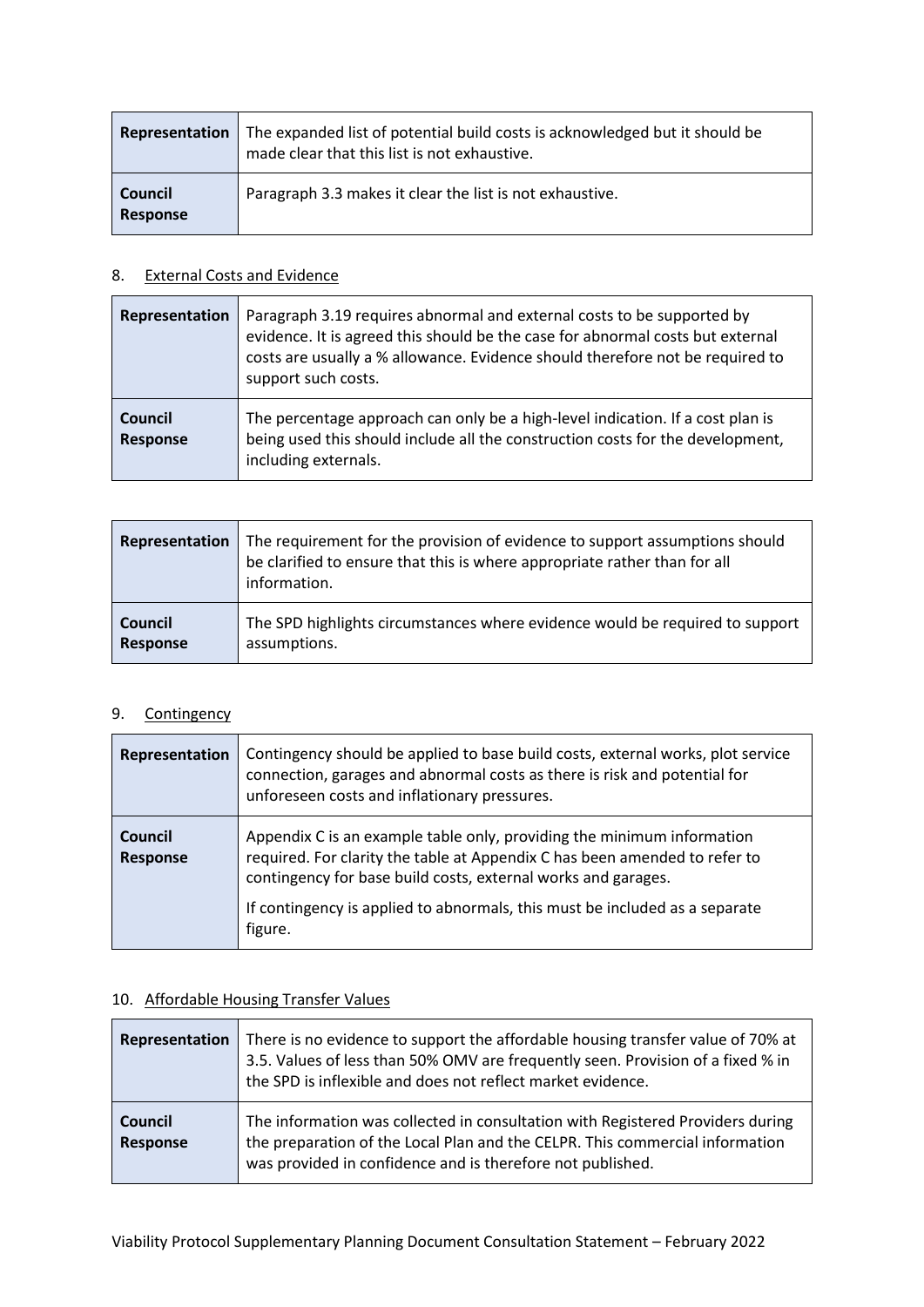| Representation | The expanded list of potential build costs is acknowledged but it should be made clear that this list is not exhaustive. |
|---|---|
| **Council Response** | Paragraph 3.3 makes it clear the list is not exhaustive. |

8. External Costs and Evidence

| Representation | Paragraph 3.19 requires abnormal and external costs to be supported by evidence. It is agreed this should be the case for abnormal costs but external costs are usually a % allowance. Evidence should therefore not be required to support such costs. |
|---|---|
| **Council Response** | The percentage approach can only be a high-level indication. If a cost plan is being used this should include all the construction costs for the development, including externals. |

| Representation | The requirement for the provision of evidence to support assumptions should be clarified to ensure that this is where appropriate rather than for all information. |
|---|---|
| **Council Response** | The SPD highlights circumstances where evidence would be required to support assumptions. |

9. Contingency

| Representation | Contingency should be applied to base build costs, external works, plot service connection, garages and abnormal costs as there is risk and potential for unforeseen costs and inflationary pressures. |
|---|---|
| **Council Response** | Appendix C is an example table only, providing the minimum information required. For clarity the table at Appendix C has been amended to refer to contingency for base build costs, external works and garages. <br><br> If contingency is applied to abnormals, this must be included as a separate figure. |

10. Affordable Housing Transfer Values

| Representation | There is no evidence to support the affordable housing transfer value of 70% at 3.5. Values of less than 50% OMV are frequently seen. Provision of a fixed % in the SPD is inflexible and does not reflect market evidence. |
|---|---|
| **Council Response** | The information was collected in consultation with Registered Providers during the preparation of the Local Plan and the CELPR. This commercial information was provided in confidence and is therefore not published. |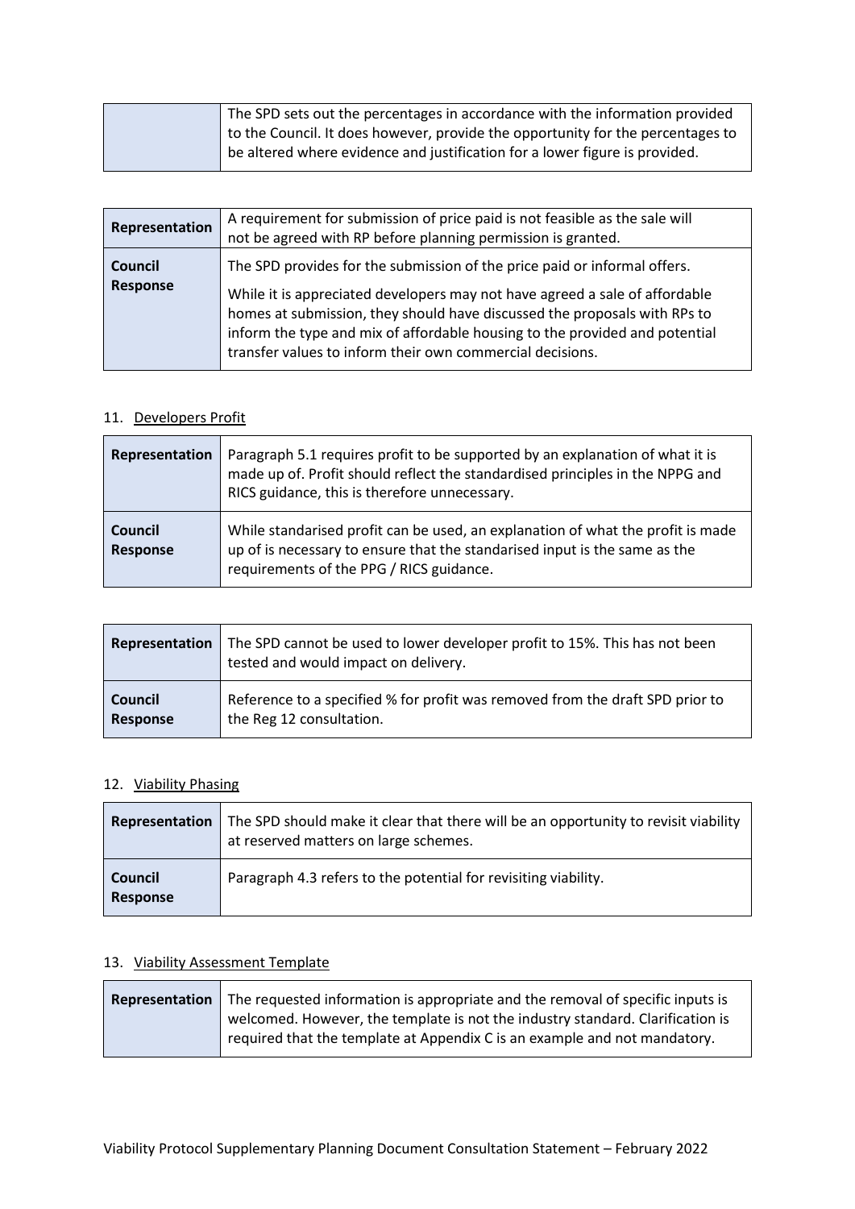| | |
|---|---|
| | The SPD sets out the percentages in accordance with the information provided to the Council. It does however, provide the opportunity for the percentages to be altered where evidence and justification for a lower figure is provided. |

| | |
|---|---|
| **Representation** | A requirement for submission of price paid is not feasible as the sale will not be agreed with RP before planning permission is granted. |
| **Council Response** | The SPD provides for the submission of the price paid or informal offers.<br><br>While it is appreciated developers may not have agreed a sale of affordable homes at submission, they should have discussed the proposals with RPs to inform the type and mix of affordable housing to the provided and potential transfer values to inform their own commercial decisions. |

11. Developers Profit

| | |
|---|---|
| **Representation** | Paragraph 5.1 requires profit to be supported by an explanation of what it is made up of. Profit should reflect the standardised principles in the NPPG and RICS guidance, this is therefore unnecessary. |
| **Council Response** | While standarised profit can be used, an explanation of what the profit is made up of is necessary to ensure that the standarised input is the same as the requirements of the PPG / RICS guidance. |

| | |
|---|---|
| **Representation** | The SPD cannot be used to lower developer profit to 15%. This has not been tested and would impact on delivery. |
| **Council Response** | Reference to a specified % for profit was removed from the draft SPD prior to the Reg 12 consultation. |

12. Viability Phasing

| | |
|---|---|
| **Representation** | The SPD should make it clear that there will be an opportunity to revisit viability at reserved matters on large schemes. |
| **Council Response** | Paragraph 4.3 refers to the potential for revisiting viability. |

13. Viability Assessment Template

| | |
|---|---|
| **Representation** | The requested information is appropriate and the removal of specific inputs is welcomed. However, the template is not the industry standard. Clarification is required that the template at Appendix C is an example and not mandatory. |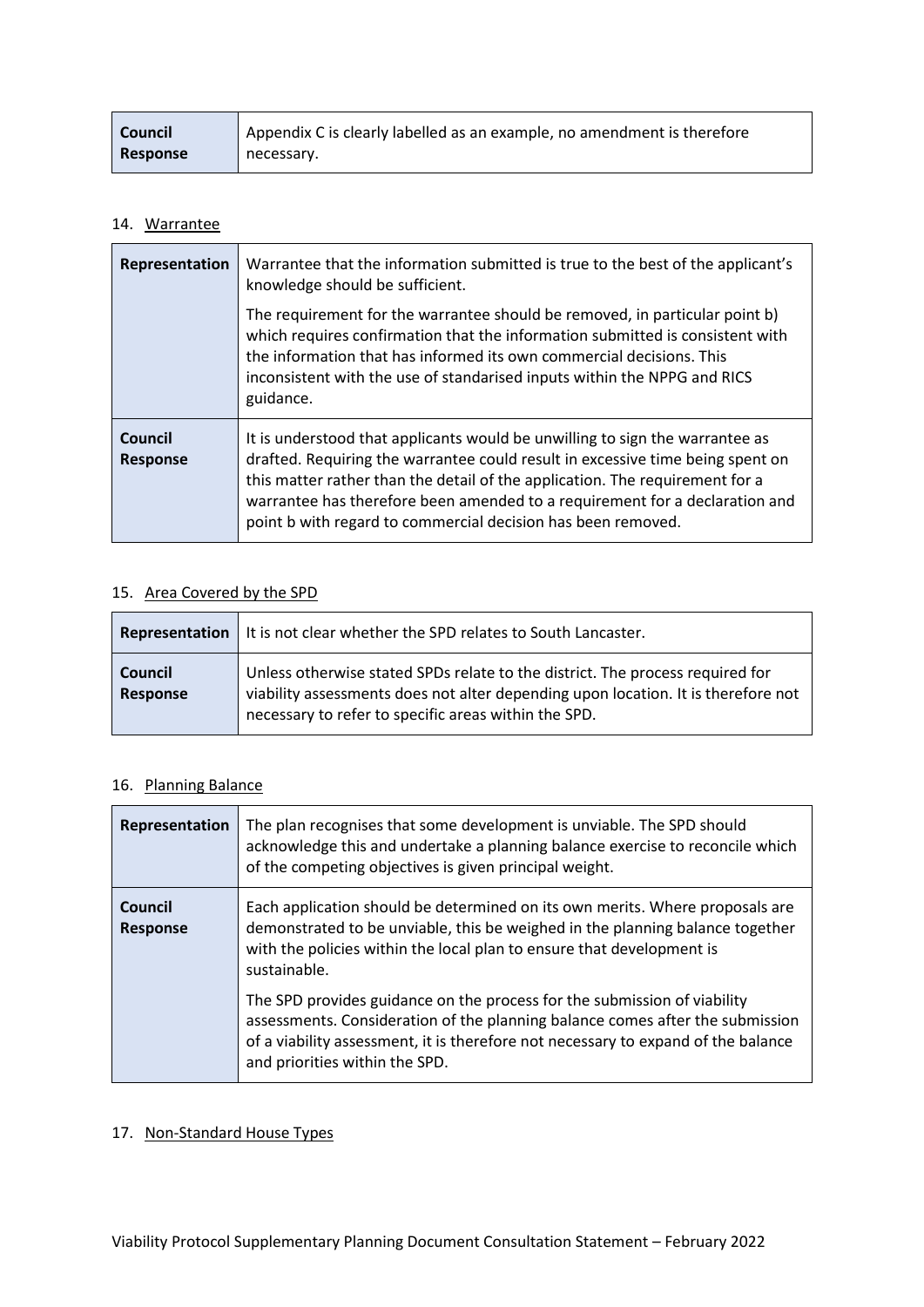| | |
|---|---|
| **Council Response** | Appendix C is clearly labelled as an example, no amendment is therefore necessary. |

14. Warrantee

| | |
|---|---|
| **Representation** | Warrantee that the information submitted is true to the best of the applicant's knowledge should be sufficient.<br><br>The requirement for the warrantee should be removed, in particular point b) which requires confirmation that the information submitted is consistent with the information that has informed its own commercial decisions. This inconsistent with the use of standarised inputs within the NPPG and RICS guidance. |
| **Council Response** | It is understood that applicants would be unwilling to sign the warrantee as drafted. Requiring the warrantee could result in excessive time being spent on this matter rather than the detail of the application. The requirement for a warrantee has therefore been amended to a requirement for a declaration and point b with regard to commercial decision has been removed. |

15. Area Covered by the SPD

| | |
|---|---|
| **Representation** | It is not clear whether the SPD relates to South Lancaster. |
| **Council Response** | Unless otherwise stated SPDs relate to the district. The process required for viability assessments does not alter depending upon location. It is therefore not necessary to refer to specific areas within the SPD. |

16. Planning Balance

| | |
|---|---|
| **Representation** | The plan recognises that some development is unviable. The SPD should acknowledge this and undertake a planning balance exercise to reconcile which of the competing objectives is given principal weight. |
| **Council Response** | Each application should be determined on its own merits. Where proposals are demonstrated to be unviable, this be weighed in the planning balance together with the policies within the local plan to ensure that development is sustainable.<br><br>The SPD provides guidance on the process for the submission of viability assessments. Consideration of the planning balance comes after the submission of a viability assessment, it is therefore not necessary to expand of the balance and priorities within the SPD. |

17. Non-Standard House Types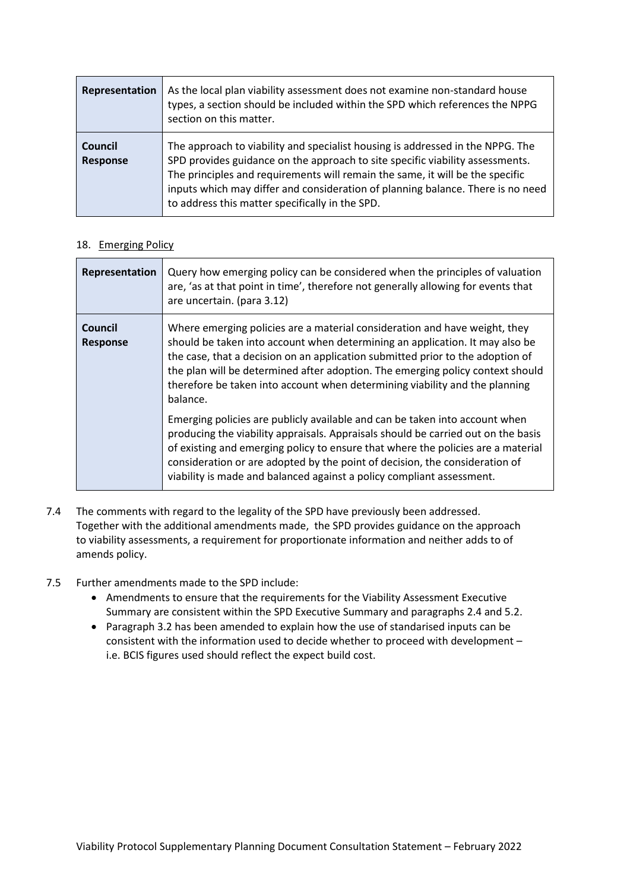| | |
|---|---|
| **Representation** | As the local plan viability assessment does not examine non-standard house types, a section should be included within the SPD which references the NPPG section on this matter. |
| **Council Response** | The approach to viability and specialist housing is addressed in the NPPG. The SPD provides guidance on the approach to site specific viability assessments. The principles and requirements will remain the same, it will be the specific inputs which may differ and consideration of planning balance. There is no need to address this matter specifically in the SPD. |

18. Emerging Policy

| | |
|---|---|
| **Representation** | Query how emerging policy can be considered when the principles of valuation are, 'as at that point in time', therefore not generally allowing for events that are uncertain. (para 3.12) |
| **Council Response** | Where emerging policies are a material consideration and have weight, they should be taken into account when determining an application. It may also be the case, that a decision on an application submitted prior to the adoption of the plan will be determined after adoption. The emerging policy context should therefore be taken into account when determining viability and the planning balance.<br><br>Emerging policies are publicly available and can be taken into account when producing the viability appraisals. Appraisals should be carried out on the basis of existing and emerging policy to ensure that where the policies are a material consideration or are adopted by the point of decision, the consideration of viability is made and balanced against a policy compliant assessment. |

7.4 The comments with regard to the legality of the SPD have previously been addressed. Together with the additional amendments made, the SPD provides guidance on the approach to viability assessments, a requirement for proportionate information and neither adds to of amends policy.

7.5 Further amendments made to the SPD include:

- Amendments to ensure that the requirements for the Viability Assessment Executive Summary are consistent within the SPD Executive Summary and paragraphs 2.4 and 5.2.
- Paragraph 3.2 has been amended to explain how the use of standarised inputs can be consistent with the information used to decide whether to proceed with development – i.e. BCIS figures used should reflect the expect build cost.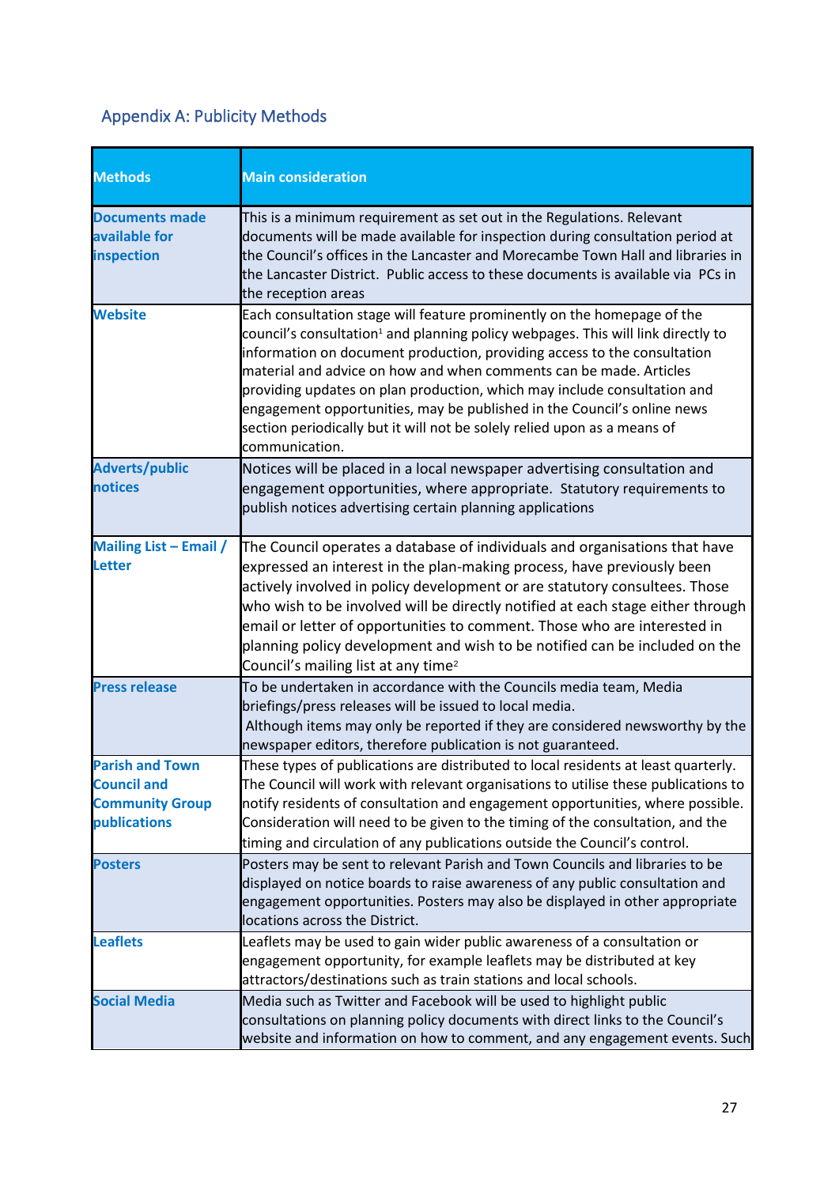## Appendix A: Publicity Methods

| Methods | Main consideration |
| --- | --- |
| **Documents made available for inspection** | This is a minimum requirement as set out in the Regulations. Relevant documents will be made available for inspection during consultation period at the Council's offices in the Lancaster and Morecambe Town Hall and libraries in the Lancaster District. Public access to these documents is available via PCs in the reception areas |
| **Website** | Each consultation stage will feature prominently on the homepage of the council's consultation[1] and planning policy webpages. This will link directly to information on document production, providing access to the consultation material and advice on how and when comments can be made. Articles providing updates on plan production, which may include consultation and engagement opportunities, may be published in the Council's online news section periodically but it will not be solely relied upon as a means of communication. |
| **Adverts/public notices** | Notices will be placed in a local newspaper advertising consultation and engagement opportunities, where appropriate. Statutory requirements to publish notices advertising certain planning applications |
| **Mailing List – Email / Letter** | The Council operates a database of individuals and organisations that have expressed an interest in the plan-making process, have previously been actively involved in policy development or are statutory consultees. Those who wish to be involved will be directly notified at each stage either through email or letter of opportunities to comment. Those who are interested in planning policy development and wish to be notified can be included on the Council's mailing list at any time[2] |
| **Press release** | To be undertaken in accordance with the Councils media team, Media briefings/press releases will be issued to local media. Although items may only be reported if they are considered newsworthy by the newspaper editors, therefore publication is not guaranteed. |
| **Parish and Town Council and Community Group publications** | These types of publications are distributed to local residents at least quarterly. The Council will work with relevant organisations to utilise these publications to notify residents of consultation and engagement opportunities, where possible. Consideration will need to be given to the timing of the consultation, and the timing and circulation of any publications outside the Council's control. |
| **Posters** | Posters may be sent to relevant Parish and Town Councils and libraries to be displayed on notice boards to raise awareness of any public consultation and engagement opportunities. Posters may also be displayed in other appropriate locations across the District. |
| **Leaflets** | Leaflets may be used to gain wider public awareness of a consultation or engagement opportunity, for example leaflets may be distributed at key attractors/destinations such as train stations and local schools. |
| **Social Media** | Media such as Twitter and Facebook will be used to highlight public consultations on planning policy documents with direct links to the Council's website and information on how to comment, and any engagement events. Such |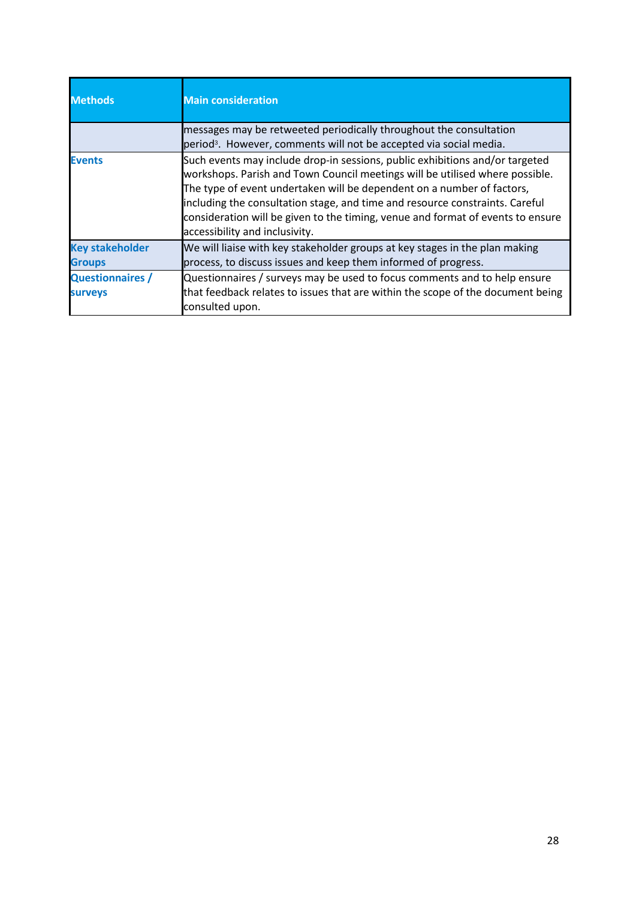| Methods | Main consideration |
|---|---|
| | messages may be retweeted periodically throughout the consultation period[3]. However, comments will not be accepted via social media. |
| **Events** | Such events may include drop-in sessions, public exhibitions and/or targeted workshops. Parish and Town Council meetings will be utilised where possible. The type of event undertaken will be dependent on a number of factors, including the consultation stage, and time and resource constraints. Careful consideration will be given to the timing, venue and format of events to ensure accessibility and inclusivity. |
| **Key stakeholder Groups** | We will liaise with key stakeholder groups at key stages in the plan making process, to discuss issues and keep them informed of progress. |
| **Questionnaires / surveys** | Questionnaires / surveys may be used to focus comments and to help ensure that feedback relates to issues that are within the scope of the document being consulted upon. |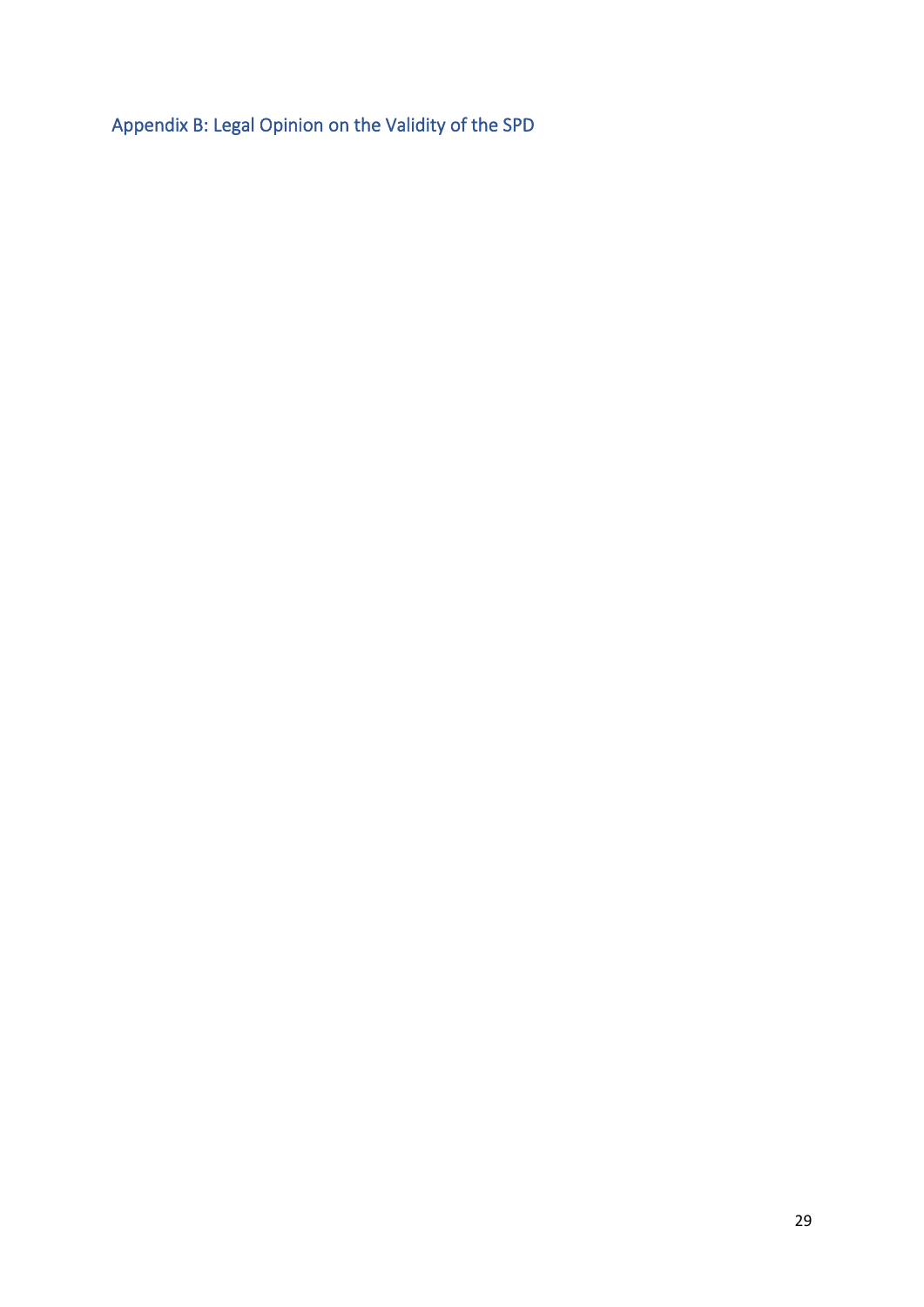## Appendix B: Legal Opinion on the Validity of the SPD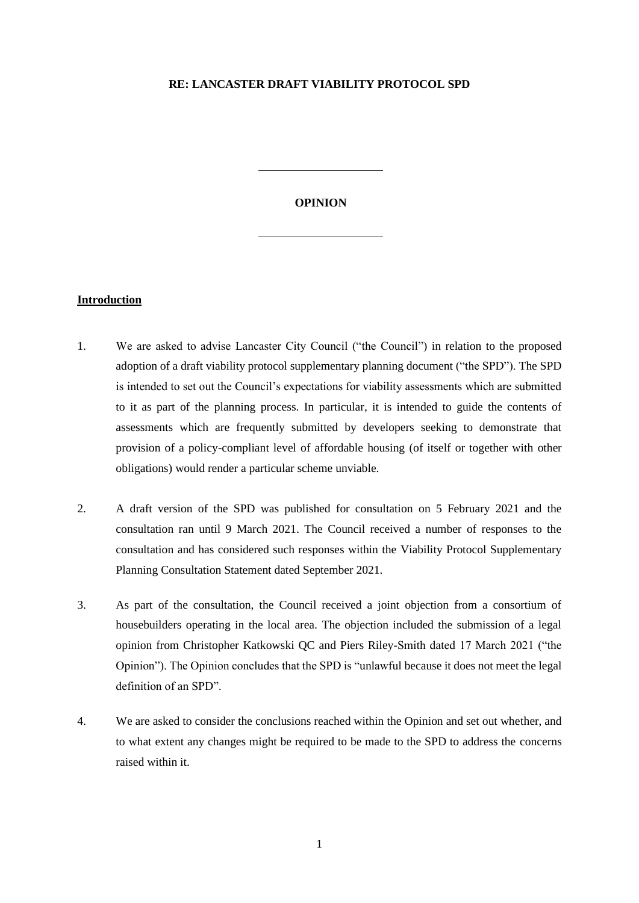**RE: LANCASTER DRAFT VIABILITY PROTOCOL SPD**

---

**OPINION**

---

## Introduction

1. We are asked to advise Lancaster City Council ("the Council") in relation to the proposed adoption of a draft viability protocol supplementary planning document ("the SPD"). The SPD is intended to set out the Council's expectations for viability assessments which are submitted to it as part of the planning process. In particular, it is intended to guide the contents of assessments which are frequently submitted by developers seeking to demonstrate that provision of a policy-compliant level of affordable housing (of itself or together with other obligations) would render a particular scheme unviable.

2. A draft version of the SPD was published for consultation on 5 February 2021 and the consultation ran until 9 March 2021. The Council received a number of responses to the consultation and has considered such responses within the Viability Protocol Supplementary Planning Consultation Statement dated September 2021.

3. As part of the consultation, the Council received a joint objection from a consortium of housebuilders operating in the local area. The objection included the submission of a legal opinion from Christopher Katkowski QC and Piers Riley-Smith dated 17 March 2021 ("the Opinion"). The Opinion concludes that the SPD is "unlawful because it does not meet the legal definition of an SPD".

4. We are asked to consider the conclusions reached within the Opinion and set out whether, and to what extent any changes might be required to be made to the SPD to address the concerns raised within it.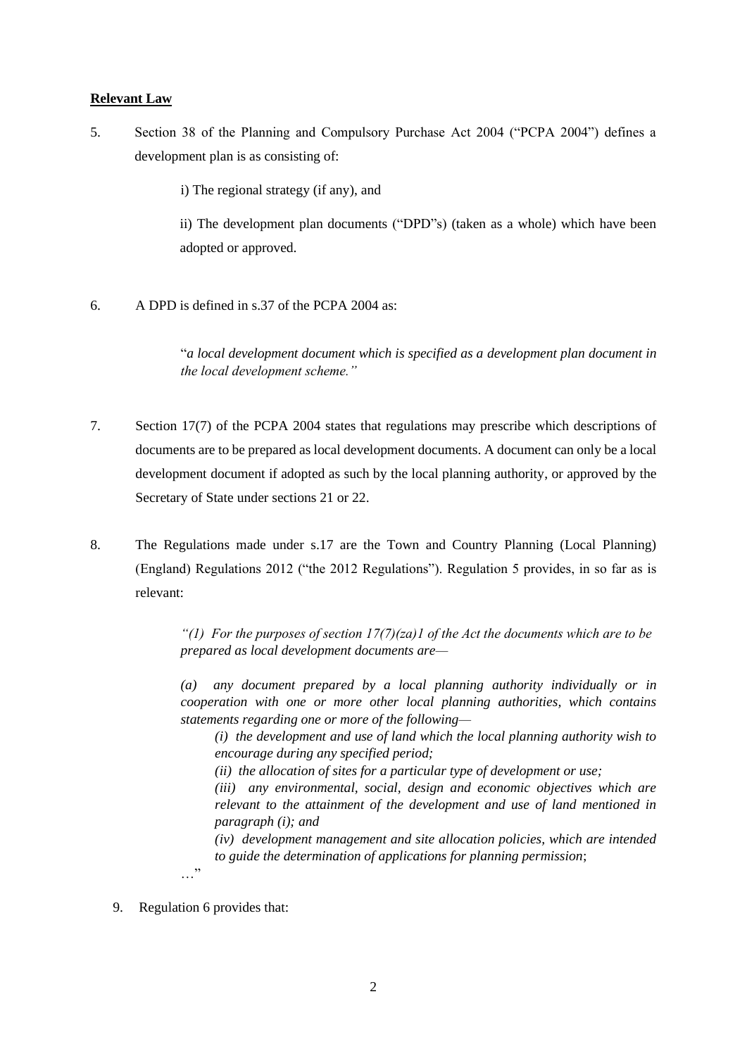**Relevant Law**

5. Section 38 of the Planning and Compulsory Purchase Act 2004 ("PCPA 2004") defines a development plan is as consisting of:

   i) The regional strategy (if any), and

   ii) The development plan documents ("DPD"s) (taken as a whole) which have been adopted or approved.

6. A DPD is defined in s.37 of the PCPA 2004 as:

   "*a local development document which is specified as a development plan document in the local development scheme.*"

7. Section 17(7) of the PCPA 2004 states that regulations may prescribe which descriptions of documents are to be prepared as local development documents. A document can only be a local development document if adopted as such by the local planning authority, or approved by the Secretary of State under sections 21 or 22.

8. The Regulations made under s.17 are the Town and Country Planning (Local Planning) (England) Regulations 2012 ("the 2012 Regulations"). Regulation 5 provides, in so far as is relevant:

   *"(1) For the purposes of section 17(7)(za)1 of the Act the documents which are to be prepared as local development documents are—*

   *(a) any document prepared by a local planning authority individually or in cooperation with one or more other local planning authorities, which contains statements regarding one or more of the following—*

   *(i) the development and use of land which the local planning authority wish to encourage during any specified period;*

   *(ii) the allocation of sites for a particular type of development or use;*

   *(iii) any environmental, social, design and economic objectives which are relevant to the attainment of the development and use of land mentioned in paragraph (i); and*

   *(iv) development management and site allocation policies, which are intended to guide the determination of applications for planning permission*;

   …"

9. Regulation 6 provides that: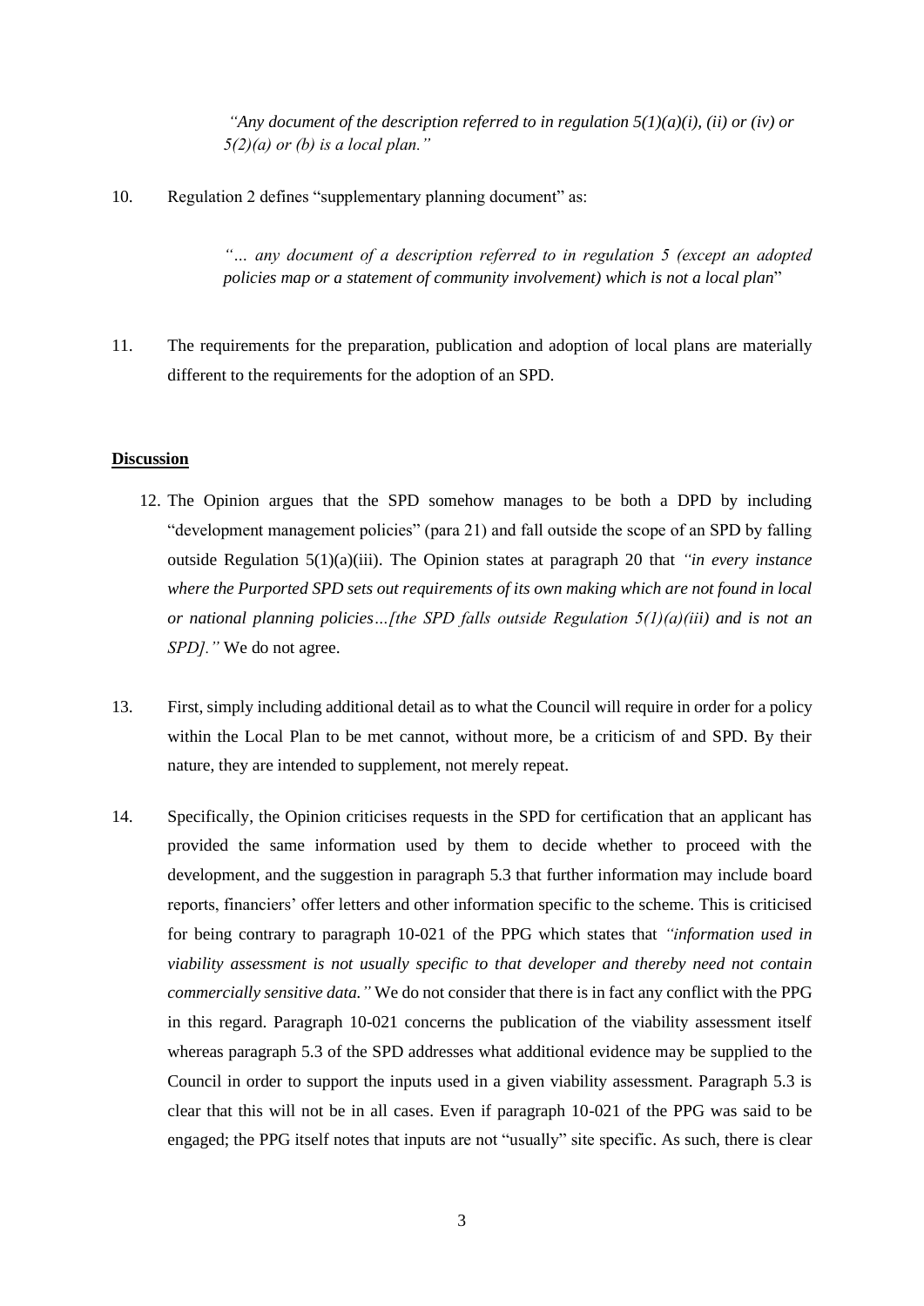*"Any document of the description referred to in regulation 5(1)(a)(i), (ii) or (iv) or 5(2)(a) or (b) is a local plan."*

10. Regulation 2 defines "supplementary planning document" as:

> *"… any document of a description referred to in regulation 5 (except an adopted policies map or a statement of community involvement) which is not a local plan*"

11. The requirements for the preparation, publication and adoption of local plans are materially different to the requirements for the adoption of an SPD.

**Discussion**

12. The Opinion argues that the SPD somehow manages to be both a DPD by including "development management policies" (para 21) and fall outside the scope of an SPD by falling outside Regulation 5(1)(a)(iii). The Opinion states at paragraph 20 that *"in every instance where the Purported SPD sets out requirements of its own making which are not found in local or national planning policies…[the SPD falls outside Regulation 5(1)(a)(iii) and is not an SPD]."* We do not agree.

13. First, simply including additional detail as to what the Council will require in order for a policy within the Local Plan to be met cannot, without more, be a criticism of and SPD. By their nature, they are intended to supplement, not merely repeat.

14. Specifically, the Opinion criticises requests in the SPD for certification that an applicant has provided the same information used by them to decide whether to proceed with the development, and the suggestion in paragraph 5.3 that further information may include board reports, financiers' offer letters and other information specific to the scheme. This is criticised for being contrary to paragraph 10-021 of the PPG which states that *"information used in viability assessment is not usually specific to that developer and thereby need not contain commercially sensitive data."* We do not consider that there is in fact any conflict with the PPG in this regard. Paragraph 10-021 concerns the publication of the viability assessment itself whereas paragraph 5.3 of the SPD addresses what additional evidence may be supplied to the Council in order to support the inputs used in a given viability assessment. Paragraph 5.3 is clear that this will not be in all cases. Even if paragraph 10-021 of the PPG was said to be engaged; the PPG itself notes that inputs are not "usually" site specific. As such, there is clear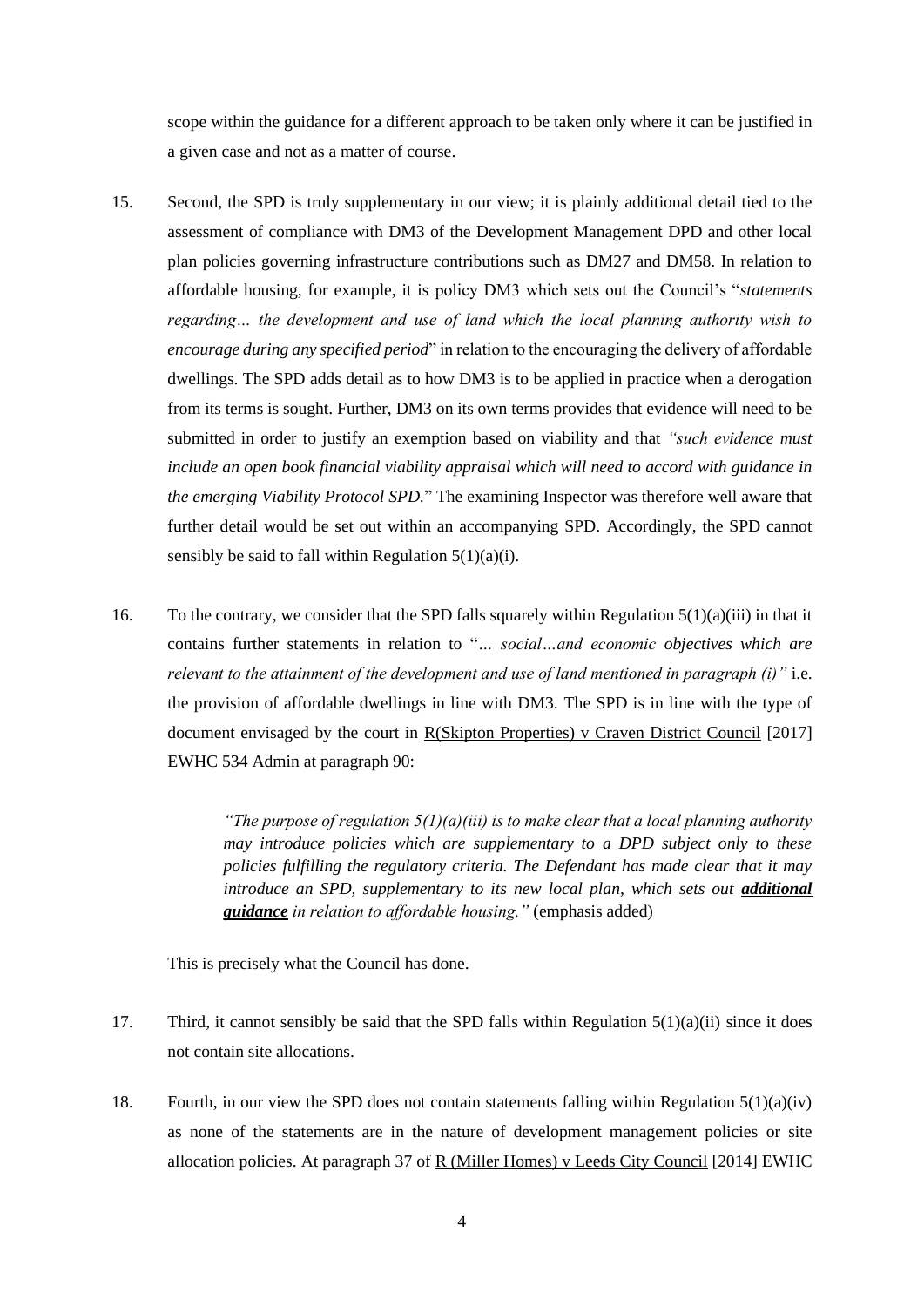scope within the guidance for a different approach to be taken only where it can be justified in a given case and not as a matter of course.

15. Second, the SPD is truly supplementary in our view; it is plainly additional detail tied to the assessment of compliance with DM3 of the Development Management DPD and other local plan policies governing infrastructure contributions such as DM27 and DM58. In relation to affordable housing, for example, it is policy DM3 which sets out the Council's "*statements regarding… the development and use of land which the local planning authority wish to encourage during any specified period*" in relation to the encouraging the delivery of affordable dwellings. The SPD adds detail as to how DM3 is to be applied in practice when a derogation from its terms is sought. Further, DM3 on its own terms provides that evidence will need to be submitted in order to justify an exemption based on viability and that *"such evidence must include an open book financial viability appraisal which will need to accord with guidance in the emerging Viability Protocol SPD.*" The examining Inspector was therefore well aware that further detail would be set out within an accompanying SPD. Accordingly, the SPD cannot sensibly be said to fall within Regulation 5(1)(a)(i).

16. To the contrary, we consider that the SPD falls squarely within Regulation 5(1)(a)(iii) in that it contains further statements in relation to "*… social…and economic objectives which are relevant to the attainment of the development and use of land mentioned in paragraph (i)"* i.e. the provision of affordable dwellings in line with DM3. The SPD is in line with the type of document envisaged by the court in R(Skipton Properties) v Craven District Council [2017] EWHC 534 Admin at paragraph 90:

    > *"The purpose of regulation 5(1)(a)(iii) is to make clear that a local planning authority may introduce policies which are supplementary to a DPD subject only to these policies fulfilling the regulatory criteria. The Defendant has made clear that it may introduce an SPD, supplementary to its new local plan, which sets out* ***additional guidance*** *in relation to affordable housing."* (emphasis added)

    This is precisely what the Council has done.

17. Third, it cannot sensibly be said that the SPD falls within Regulation 5(1)(a)(ii) since it does not contain site allocations.

18. Fourth, in our view the SPD does not contain statements falling within Regulation 5(1)(a)(iv) as none of the statements are in the nature of development management policies or site allocation policies. At paragraph 37 of R (Miller Homes) v Leeds City Council [2014] EWHC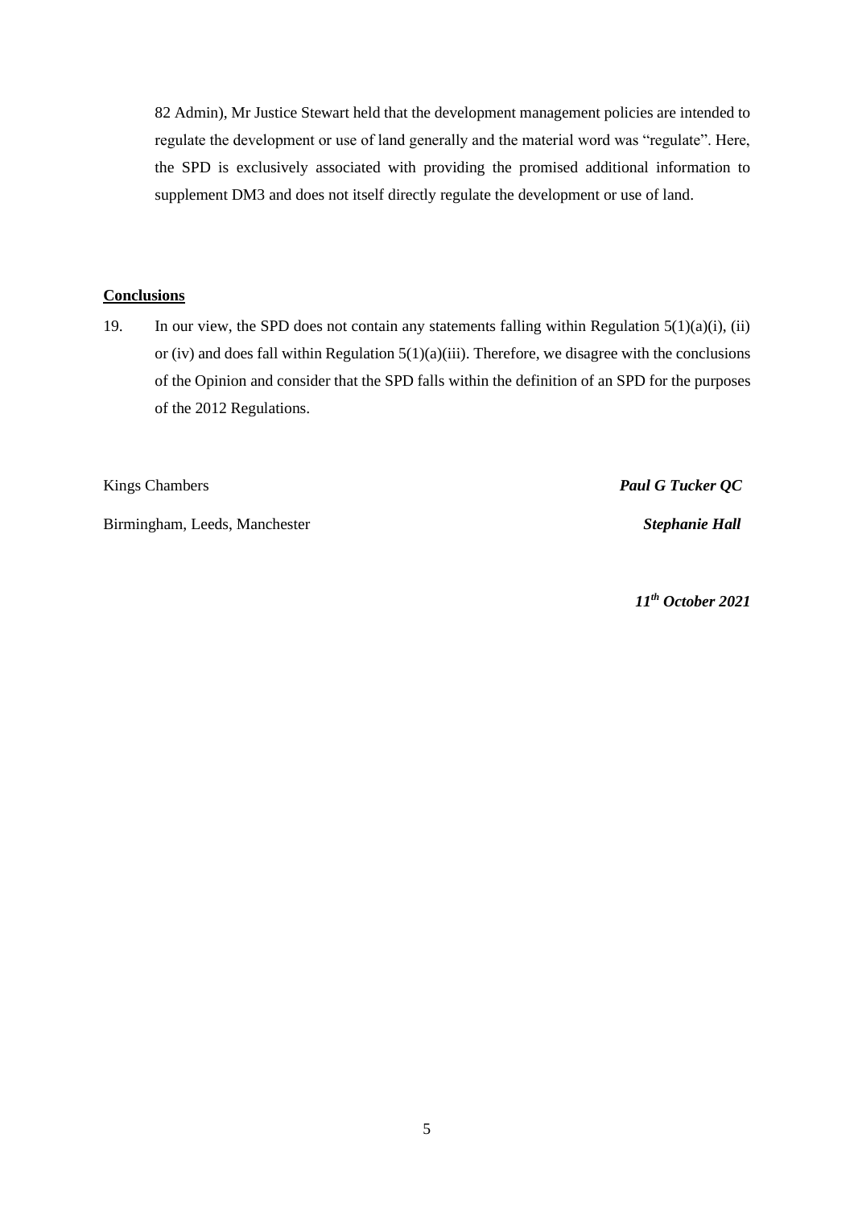82 Admin), Mr Justice Stewart held that the development management policies are intended to regulate the development or use of land generally and the material word was "regulate". Here, the SPD is exclusively associated with providing the promised additional information to supplement DM3 and does not itself directly regulate the development or use of land.

**Conclusions**

19. In our view, the SPD does not contain any statements falling within Regulation 5(1)(a)(i), (ii) or (iv) and does fall within Regulation 5(1)(a)(iii). Therefore, we disagree with the conclusions of the Opinion and consider that the SPD falls within the definition of an SPD for the purposes of the 2012 Regulations.

Kings Chambers

Birmingham, Leeds, Manchester

***Paul G Tucker QC***

***Stephanie Hall***

***11th October 2021***